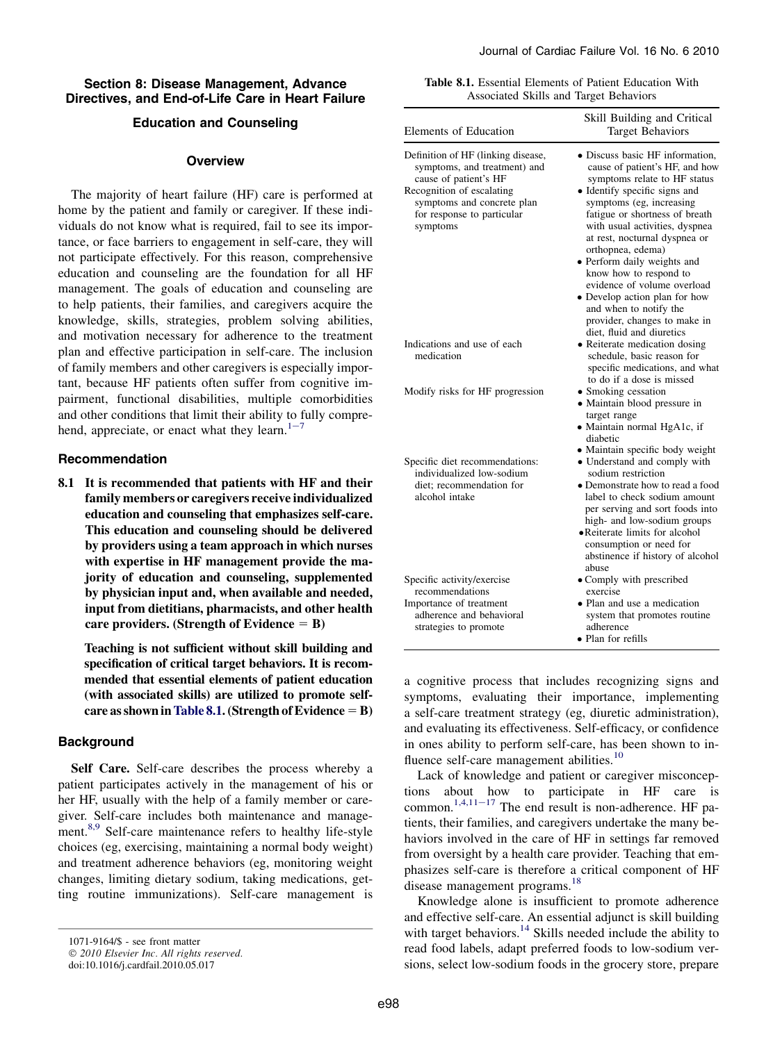## Section 8: Disease Management, Advance Directives, and End-of-Life Care in Heart Failure

### Education and Counseling

#### Overview

The majority of heart failure (HF) care is performed at home by the patient and family or caregiver. If these individuals do not know what is required, fail to see its importance, or face barriers to engagement in self-care, they will not participate effectively. For this reason, comprehensive education and counseling are the foundation for all HF management. The goals of education and counseling are to help patients, their families, and caregivers acquire the knowledge, skills, strategies, problem solving abilities, and motivation necessary for adherence to the treatment plan and effective participation in self-care. The inclusion of family members and other caregivers is especially important, because HF patients often suffer from cognitive impairment, functional disabilities, multiple comorbidities and other conditions that limit their ability to fully comprehend, appreciate, or enact what they learn.[1−7]

#### Recommendation

**8.1 It is recommended that patients with HF and their family members or caregivers receive individualized education and counseling that emphasizes self-care. This education and counseling should be delivered by providers using a team approach in which nurses with expertise in HF management provide the majority of education and counseling, supplemented by physician input and, when available and needed, input from dietitians, pharmacists, and other health care providers. (Strength of Evidence = B)**

**Teaching is not sufficient without skill building and specification of critical target behaviors. It is recommended that essential elements of patient education (with associated skills) are utilized to promote self-care as shown in Table 8.1. (Strength of Evidence = B)**

**Table 8.1.** Essential Elements of Patient Education With Associated Skills and Target Behaviors

| Elements of Education | Skill Building and Critical Target Behaviors |
|---|---|
| Definition of HF (linking disease, symptoms, and treatment) and cause of patient's HF | • Discuss basic HF information, cause of patient's HF, and how symptoms relate to HF status |
| Recognition of escalating symptoms and concrete plan for response to particular symptoms | • Identify specific signs and symptoms (eg, increasing fatigue or shortness of breath with usual activities, dyspnea at rest, nocturnal dyspnea or orthopnea, edema)<br>• Perform daily weights and know how to respond to evidence of volume overload<br>• Develop action plan for how and when to notify the provider, changes to make in diet, fluid and diuretics |
| Indications and use of each medication | • Reiterate medication dosing schedule, basic reason for specific medications, and what to do if a dose is missed |
| Modify risks for HF progression | • Smoking cessation<br>• Maintain blood pressure in target range<br>• Maintain normal HgA1c, if diabetic<br>• Maintain specific body weight |
| Specific diet recommendations: individualized low-sodium diet; recommendation for alcohol intake | • Understand and comply with sodium restriction<br>• Demonstrate how to read a food label to check sodium amount per serving and sort foods into high- and low-sodium groups<br>• Reiterate limits for alcohol consumption or need for abstinence if history of alcohol abuse |
| Specific activity/exercise recommendations | • Comply with prescribed exercise |
| Importance of treatment adherence and behavioral strategies to promote | • Plan and use a medication system that promotes routine adherence<br>• Plan for refills |

#### Background

**Self Care.** Self-care describes the process whereby a patient participates actively in the management of his or her HF, usually with the help of a family member or caregiver. Self-care includes both maintenance and management.[8,9] Self-care maintenance refers to healthy life-style choices (eg, exercising, maintaining a normal body weight) and treatment adherence behaviors (eg, monitoring weight changes, limiting dietary sodium, taking medications, getting routine immunizations). Self-care management is a cognitive process that includes recognizing signs and symptoms, evaluating their importance, implementing a self-care treatment strategy (eg, diuretic administration), and evaluating its effectiveness. Self-efficacy, or confidence in ones ability to perform self-care, has been shown to influence self-care management abilities.[10]

Lack of knowledge and patient or caregiver misconceptions about how to participate in HF care is common.[1,4,11−17] The end result is non-adherence. HF patients, their families, and caregivers undertake the many behaviors involved in the care of HF in settings far removed from oversight by a health care provider. Teaching that emphasizes self-care is therefore a critical component of HF disease management programs.[18]

Knowledge alone is insufficient to promote adherence and effective self-care. An essential adjunct is skill building with target behaviors.[14] Skills needed include the ability to read food labels, adapt preferred foods to low-sodium versions, select low-sodium foods in the grocery store, prepare

1071-9164/$ - see front matter
© 2010 Elsevier Inc. All rights reserved.
doi:10.1016/j.cardfail.2010.05.017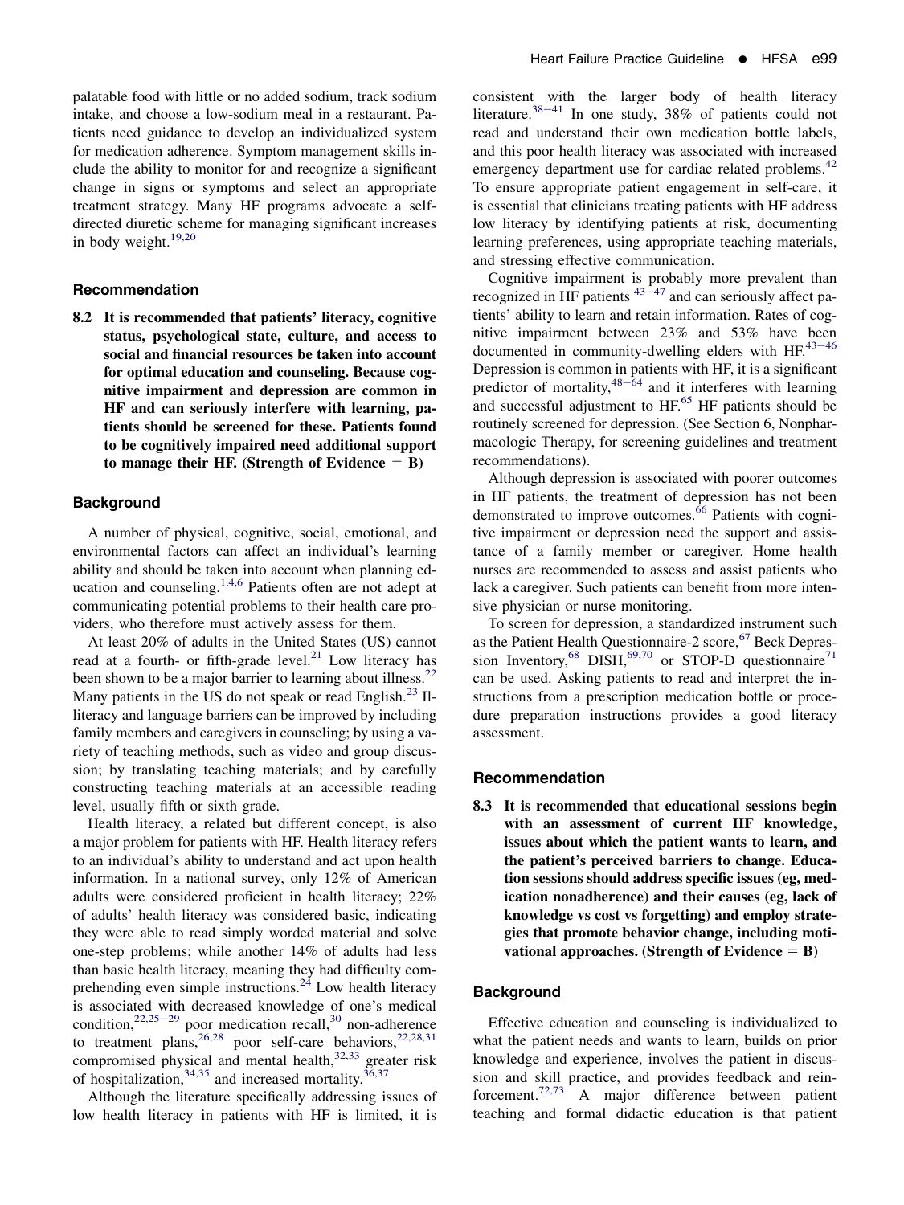palatable food with little or no added sodium, track sodium intake, and choose a low-sodium meal in a restaurant. Patients need guidance to develop an individualized system for medication adherence. Symptom management skills include the ability to monitor for and recognize a significant change in signs or symptoms and select an appropriate treatment strategy. Many HF programs advocate a self-directed diuretic scheme for managing significant increases in body weight.[19,20]

### Recommendation

**8.2 It is recommended that patients' literacy, cognitive status, psychological state, culture, and access to social and financial resources be taken into account for optimal education and counseling. Because cognitive impairment and depression are common in HF and can seriously interfere with learning, patients should be screened for these. Patients found to be cognitively impaired need additional support to manage their HF. (Strength of Evidence = B)**

### Background

A number of physical, cognitive, social, emotional, and environmental factors can affect an individual's learning ability and should be taken into account when planning education and counseling.[1,4,6] Patients often are not adept at communicating potential problems to their health care providers, who therefore must actively assess for them.

At least 20% of adults in the United States (US) cannot read at a fourth- or fifth-grade level.[21] Low literacy has been shown to be a major barrier to learning about illness.[22] Many patients in the US do not speak or read English.[23] Illiteracy and language barriers can be improved by including family members and caregivers in counseling; by using a variety of teaching methods, such as video and group discussion; by translating teaching materials; and by carefully constructing teaching materials at an accessible reading level, usually fifth or sixth grade.

Health literacy, a related but different concept, is also a major problem for patients with HF. Health literacy refers to an individual's ability to understand and act upon health information. In a national survey, only 12% of American adults were considered proficient in health literacy; 22% of adults' health literacy was considered basic, indicating they were able to read simply worded material and solve one-step problems; while another 14% of adults had less than basic health literacy, meaning they had difficulty comprehending even simple instructions.[24] Low health literacy is associated with decreased knowledge of one's medical condition,[22,25–29] poor medication recall,[30] non-adherence to treatment plans,[26,28] poor self-care behaviors,[22,28,31] compromised physical and mental health,[32,33] greater risk of hospitalization,[34,35] and increased mortality.[36,37]

Although the literature specifically addressing issues of low health literacy in patients with HF is limited, it is consistent with the larger body of health literacy literature.[38–41] In one study, 38% of patients could not read and understand their own medication bottle labels, and this poor health literacy was associated with increased emergency department use for cardiac related problems.[42] To ensure appropriate patient engagement in self-care, it is essential that clinicians treating patients with HF address low literacy by identifying patients at risk, documenting learning preferences, using appropriate teaching materials, and stressing effective communication.

Cognitive impairment is probably more prevalent than recognized in HF patients[43–47] and can seriously affect patients' ability to learn and retain information. Rates of cognitive impairment between 23% and 53% have been documented in community-dwelling elders with HF.[43–46] Depression is common in patients with HF, it is a significant predictor of mortality,[48–64] and it interferes with learning and successful adjustment to HF.[65] HF patients should be routinely screened for depression. (See Section 6, Nonpharmacologic Therapy, for screening guidelines and treatment recommendations).

Although depression is associated with poorer outcomes in HF patients, the treatment of depression has not been demonstrated to improve outcomes.[66] Patients with cognitive impairment or depression need the support and assistance of a family member or caregiver. Home health nurses are recommended to assess and assist patients who lack a caregiver. Such patients can benefit from more intensive physician or nurse monitoring.

To screen for depression, a standardized instrument such as the Patient Health Questionnaire-2 score,[67] Beck Depression Inventory,[68] DISH,[69,70] or STOP-D questionnaire[71] can be used. Asking patients to read and interpret the instructions from a prescription medication bottle or procedure preparation instructions provides a good literacy assessment.

### Recommendation

**8.3 It is recommended that educational sessions begin with an assessment of current HF knowledge, issues about which the patient wants to learn, and the patient's perceived barriers to change. Education sessions should address specific issues (eg, medication nonadherence) and their causes (eg, lack of knowledge vs cost vs forgetting) and employ strategies that promote behavior change, including motivational approaches. (Strength of Evidence = B)**

### Background

Effective education and counseling is individualized to what the patient needs and wants to learn, builds on prior knowledge and experience, involves the patient in discussion and skill practice, and provides feedback and reinforcement.[72,73] A major difference between patient teaching and formal didactic education is that patient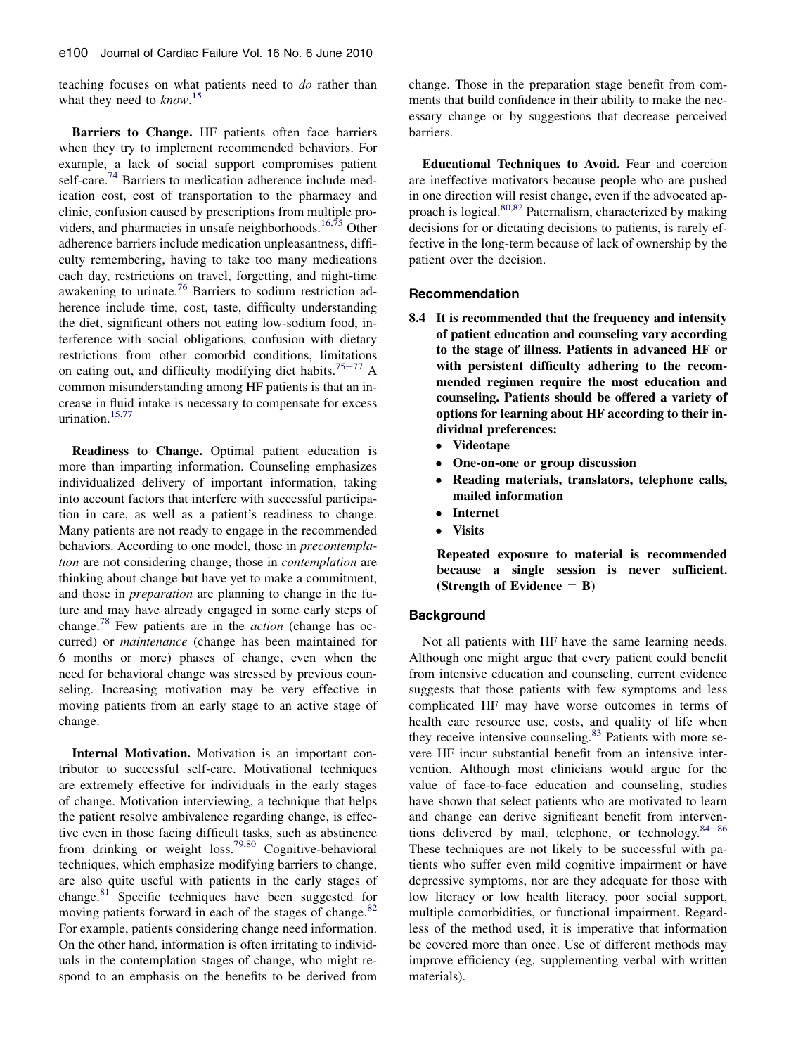teaching focuses on what patients need to *do* rather than what they need to *know*.[15]

**Barriers to Change.** HF patients often face barriers when they try to implement recommended behaviors. For example, a lack of social support compromises patient self-care.[74] Barriers to medication adherence include medication cost, cost of transportation to the pharmacy and clinic, confusion caused by prescriptions from multiple providers, and pharmacies in unsafe neighborhoods.[16,75] Other adherence barriers include medication unpleasantness, difficulty remembering, having to take too many medications each day, restrictions on travel, forgetting, and night-time awakening to urinate.[76] Barriers to sodium restriction adherence include time, cost, taste, difficulty understanding the diet, significant others not eating low-sodium food, interference with social obligations, confusion with dietary restrictions from other comorbid conditions, limitations on eating out, and difficulty modifying diet habits.[75–77] A common misunderstanding among HF patients is that an increase in fluid intake is necessary to compensate for excess urination.[15,77]

**Readiness to Change.** Optimal patient education is more than imparting information. Counseling emphasizes individualized delivery of important information, taking into account factors that interfere with successful participation in care, as well as a patient's readiness to change. Many patients are not ready to engage in the recommended behaviors. According to one model, those in *precontemplation* are not considering change, those in *contemplation* are thinking about change but have yet to make a commitment, and those in *preparation* are planning to change in the future and may have already engaged in some early steps of change.[78] Few patients are in the *action* (change has occurred) or *maintenance* (change has been maintained for 6 months or more) phases of change, even when the need for behavioral change was stressed by previous counseling. Increasing motivation may be very effective in moving patients from an early stage to an active stage of change.

**Internal Motivation.** Motivation is an important contributor to successful self-care. Motivational techniques are extremely effective for individuals in the early stages of change. Motivation interviewing, a technique that helps the patient resolve ambivalence regarding change, is effective even in those facing difficult tasks, such as abstinence from drinking or weight loss.[79,80] Cognitive-behavioral techniques, which emphasize modifying barriers to change, are also quite useful with patients in the early stages of change.[81] Specific techniques have been suggested for moving patients forward in each of the stages of change.[82] For example, patients considering change need information. On the other hand, information is often irritating to individuals in the contemplation stages of change, who might respond to an emphasis on the benefits to be derived from change. Those in the preparation stage benefit from comments that build confidence in their ability to make the necessary change or by suggestions that decrease perceived barriers.

**Educational Techniques to Avoid.** Fear and coercion are ineffective motivators because people who are pushed in one direction will resist change, even if the advocated approach is logical.[80,82] Paternalism, characterized by making decisions for or dictating decisions to patients, is rarely effective in the long-term because of lack of ownership by the patient over the decision.

### Recommendation

**8.4 It is recommended that the frequency and intensity of patient education and counseling vary according to the stage of illness. Patients in advanced HF or with persistent difficulty adhering to the recommended regimen require the most education and counseling. Patients should be offered a variety of options for learning about HF according to their individual preferences:**

- **Videotape**
- **One-on-one or group discussion**
- **Reading materials, translators, telephone calls, mailed information**
- **Internet**
- **Visits**

**Repeated exposure to material is recommended because a single session is never sufficient. (Strength of Evidence = B)**

### Background

Not all patients with HF have the same learning needs. Although one might argue that every patient could benefit from intensive education and counseling, current evidence suggests that those patients with few symptoms and less complicated HF may have worse outcomes in terms of health care resource use, costs, and quality of life when they receive intensive counseling.[83] Patients with more severe HF incur substantial benefit from an intensive intervention. Although most clinicians would argue for the value of face-to-face education and counseling, studies have shown that select patients who are motivated to learn and change can derive significant benefit from interventions delivered by mail, telephone, or technology.[84–86] These techniques are not likely to be successful with patients who suffer even mild cognitive impairment or have depressive symptoms, nor are they adequate for those with low literacy or low health literacy, poor social support, multiple comorbidities, or functional impairment. Regardless of the method used, it is imperative that information be covered more than once. Use of different methods may improve efficiency (eg, supplementing verbal with written materials).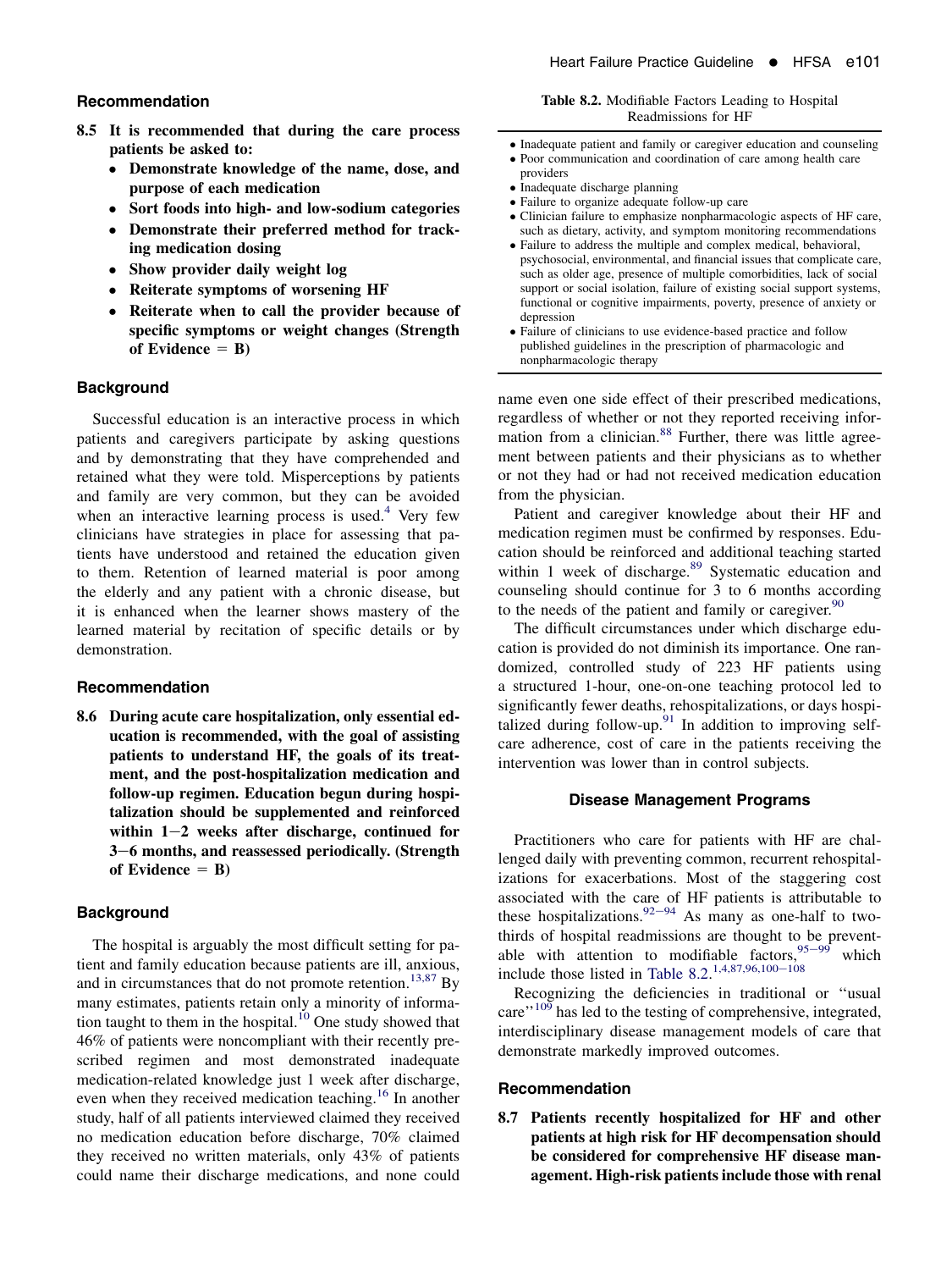## Recommendation

**8.5 It is recommended that during the care process patients be asked to:**

- **Demonstrate knowledge of the name, dose, and purpose of each medication**
- **Sort foods into high- and low-sodium categories**
- **Demonstrate their preferred method for tracking medication dosing**
- **Show provider daily weight log**
- **Reiterate symptoms of worsening HF**
- **Reiterate when to call the provider because of specific symptoms or weight changes (Strength of Evidence = B)**

## Background

Successful education is an interactive process in which patients and caregivers participate by asking questions and by demonstrating that they have comprehended and retained what they were told. Misperceptions by patients and family are very common, but they can be avoided when an interactive learning process is used.[4] Very few clinicians have strategies in place for assessing that patients have understood and retained the education given to them. Retention of learned material is poor among the elderly and any patient with a chronic disease, but it is enhanced when the learner shows mastery of the learned material by recitation of specific details or by demonstration.

## Recommendation

**8.6 During acute care hospitalization, only essential education is recommended, with the goal of assisting patients to understand HF, the goals of its treatment, and the post-hospitalization medication and follow-up regimen. Education begun during hospitalization should be supplemented and reinforced within 1−2 weeks after discharge, continued for 3−6 months, and reassessed periodically. (Strength of Evidence = B)**

## Background

The hospital is arguably the most difficult setting for patient and family education because patients are ill, anxious, and in circumstances that do not promote retention.[13,87] By many estimates, patients retain only a minority of information taught to them in the hospital.[10] One study showed that 46% of patients were noncompliant with their recently prescribed regimen and most demonstrated inadequate medication-related knowledge just 1 week after discharge, even when they received medication teaching.[16] In another study, half of all patients interviewed claimed they received no medication education before discharge, 70% claimed they received no written materials, only 43% of patients could name their discharge medications, and none could name even one side effect of their prescribed medications, regardless of whether or not they reported receiving information from a clinician.[88] Further, there was little agreement between patients and their physicians as to whether or not they had or had not received medication education from the physician.

**Table 8.2.** Modifiable Factors Leading to Hospital Readmissions for HF

- Inadequate patient and family or caregiver education and counseling
- Poor communication and coordination of care among health care providers
- Inadequate discharge planning
- Failure to organize adequate follow-up care
- Clinician failure to emphasize nonpharmacologic aspects of HF care, such as dietary, activity, and symptom monitoring recommendations
- Failure to address the multiple and complex medical, behavioral, psychosocial, environmental, and financial issues that complicate care, such as older age, presence of multiple comorbidities, lack of social support or social isolation, failure of existing social support systems, functional or cognitive impairments, poverty, presence of anxiety or depression
- Failure of clinicians to use evidence-based practice and follow published guidelines in the prescription of pharmacologic and nonpharmacologic therapy

Patient and caregiver knowledge about their HF and medication regimen must be confirmed by responses. Education should be reinforced and additional teaching started within 1 week of discharge.[89] Systematic education and counseling should continue for 3 to 6 months according to the needs of the patient and family or caregiver.[90]

The difficult circumstances under which discharge education is provided do not diminish its importance. One randomized, controlled study of 223 HF patients using a structured 1-hour, one-on-one teaching protocol led to significantly fewer deaths, rehospitalizations, or days hospitalized during follow-up.[91] In addition to improving self-care adherence, cost of care in the patients receiving the intervention was lower than in control subjects.

### Disease Management Programs

Practitioners who care for patients with HF are challenged daily with preventing common, recurrent rehospitalizations for exacerbations. Most of the staggering cost associated with the care of HF patients is attributable to these hospitalizations.[92−94] As many as one-half to two-thirds of hospital readmissions are thought to be preventable with attention to modifiable factors,[95−99] which include those listed in Table 8.2.[1,4,87,96,100−108]

Recognizing the deficiencies in traditional or "usual care"[109] has led to the testing of comprehensive, integrated, interdisciplinary disease management models of care that demonstrate markedly improved outcomes.

## Recommendation

**8.7 Patients recently hospitalized for HF and other patients at high risk for HF decompensation should be considered for comprehensive HF disease management. High-risk patients include those with renal**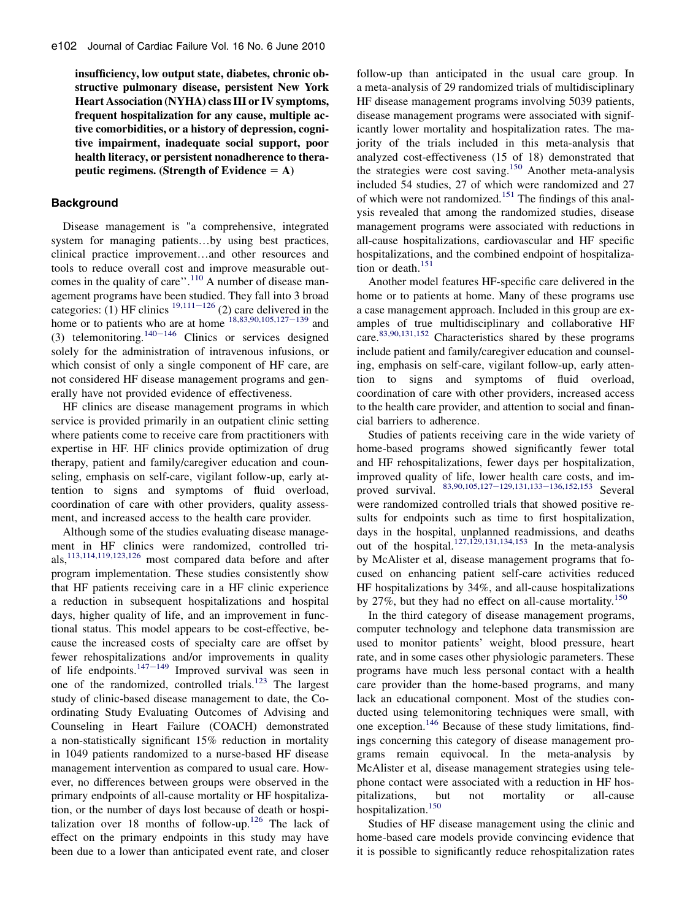**insufficiency, low output state, diabetes, chronic obstructive pulmonary disease, persistent New York Heart Association (NYHA) class III or IV symptoms, frequent hospitalization for any cause, multiple active comorbidities, or a history of depression, cognitive impairment, inadequate social support, poor health literacy, or persistent nonadherence to therapeutic regimens. (Strength of Evidence = A)**

## Background

Disease management is "a comprehensive, integrated system for managing patients…by using best practices, clinical practice improvement…and other resources and tools to reduce overall cost and improve measurable outcomes in the quality of care''.[110] A number of disease management programs have been studied. They fall into 3 broad categories: (1) HF clinics [19,111–126] (2) care delivered in the home or to patients who are at home [18,83,90,105,127–139] and (3) telemonitoring.[140–146] Clinics or services designed solely for the administration of intravenous infusions, or which consist of only a single component of HF care, are not considered HF disease management programs and generally have not provided evidence of effectiveness.

HF clinics are disease management programs in which service is provided primarily in an outpatient clinic setting where patients come to receive care from practitioners with expertise in HF. HF clinics provide optimization of drug therapy, patient and family/caregiver education and counseling, emphasis on self-care, vigilant follow-up, early attention to signs and symptoms of fluid overload, coordination of care with other providers, quality assessment, and increased access to the health care provider.

Although some of the studies evaluating disease management in HF clinics were randomized, controlled trials,[113,114,119,123,126] most compared data before and after program implementation. These studies consistently show that HF patients receiving care in a HF clinic experience a reduction in subsequent hospitalizations and hospital days, higher quality of life, and an improvement in functional status. This model appears to be cost-effective, because the increased costs of specialty care are offset by fewer rehospitalizations and/or improvements in quality of life endpoints.[147–149] Improved survival was seen in one of the randomized, controlled trials.[123] The largest study of clinic-based disease management to date, the Coordinating Study Evaluating Outcomes of Advising and Counseling in Heart Failure (COACH) demonstrated a non-statistically significant 15% reduction in mortality in 1049 patients randomized to a nurse-based HF disease management intervention as compared to usual care. However, no differences between groups were observed in the primary endpoints of all-cause mortality or HF hospitalization, or the number of days lost because of death or hospitalization over 18 months of follow-up.[126] The lack of effect on the primary endpoints in this study may have been due to a lower than anticipated event rate, and closer follow-up than anticipated in the usual care group. In a meta-analysis of 29 randomized trials of multidisciplinary HF disease management programs involving 5039 patients, disease management programs were associated with significantly lower mortality and hospitalization rates. The majority of the trials included in this meta-analysis that analyzed cost-effectiveness (15 of 18) demonstrated that the strategies were cost saving.[150] Another meta-analysis included 54 studies, 27 of which were randomized and 27 of which were not randomized.[151] The findings of this analysis revealed that among the randomized studies, disease management programs were associated with reductions in all-cause hospitalizations, cardiovascular and HF specific hospitalizations, and the combined endpoint of hospitalization or death.[151]

Another model features HF-specific care delivered in the home or to patients at home. Many of these programs use a case management approach. Included in this group are examples of true multidisciplinary and collaborative HF care.[83,90,131,152] Characteristics shared by these programs include patient and family/caregiver education and counseling, emphasis on self-care, vigilant follow-up, early attention to signs and symptoms of fluid overload, coordination of care with other providers, increased access to the health care provider, and attention to social and financial barriers to adherence.

Studies of patients receiving care in the wide variety of home-based programs showed significantly fewer total and HF rehospitalizations, fewer days per hospitalization, improved quality of life, lower health care costs, and improved survival. [83,90,105,127–129,131,133–136,152,153] Several were randomized controlled trials that showed positive results for endpoints such as time to first hospitalization, days in the hospital, unplanned readmissions, and deaths out of the hospital.[127,129,131,134,153] In the meta-analysis by McAlister et al, disease management programs that focused on enhancing patient self-care activities reduced HF hospitalizations by 34%, and all-cause hospitalizations by 27%, but they had no effect on all-cause mortality.[150]

In the third category of disease management programs, computer technology and telephone data transmission are used to monitor patients' weight, blood pressure, heart rate, and in some cases other physiologic parameters. These programs have much less personal contact with a health care provider than the home-based programs, and many lack an educational component. Most of the studies conducted using telemonitoring techniques were small, with one exception.[146] Because of these study limitations, findings concerning this category of disease management programs remain equivocal. In the meta-analysis by McAlister et al, disease management strategies using telephone contact were associated with a reduction in HF hospitalizations, but not mortality or all-cause hospitalization.[150]

Studies of HF disease management using the clinic and home-based care models provide convincing evidence that it is possible to significantly reduce rehospitalization rates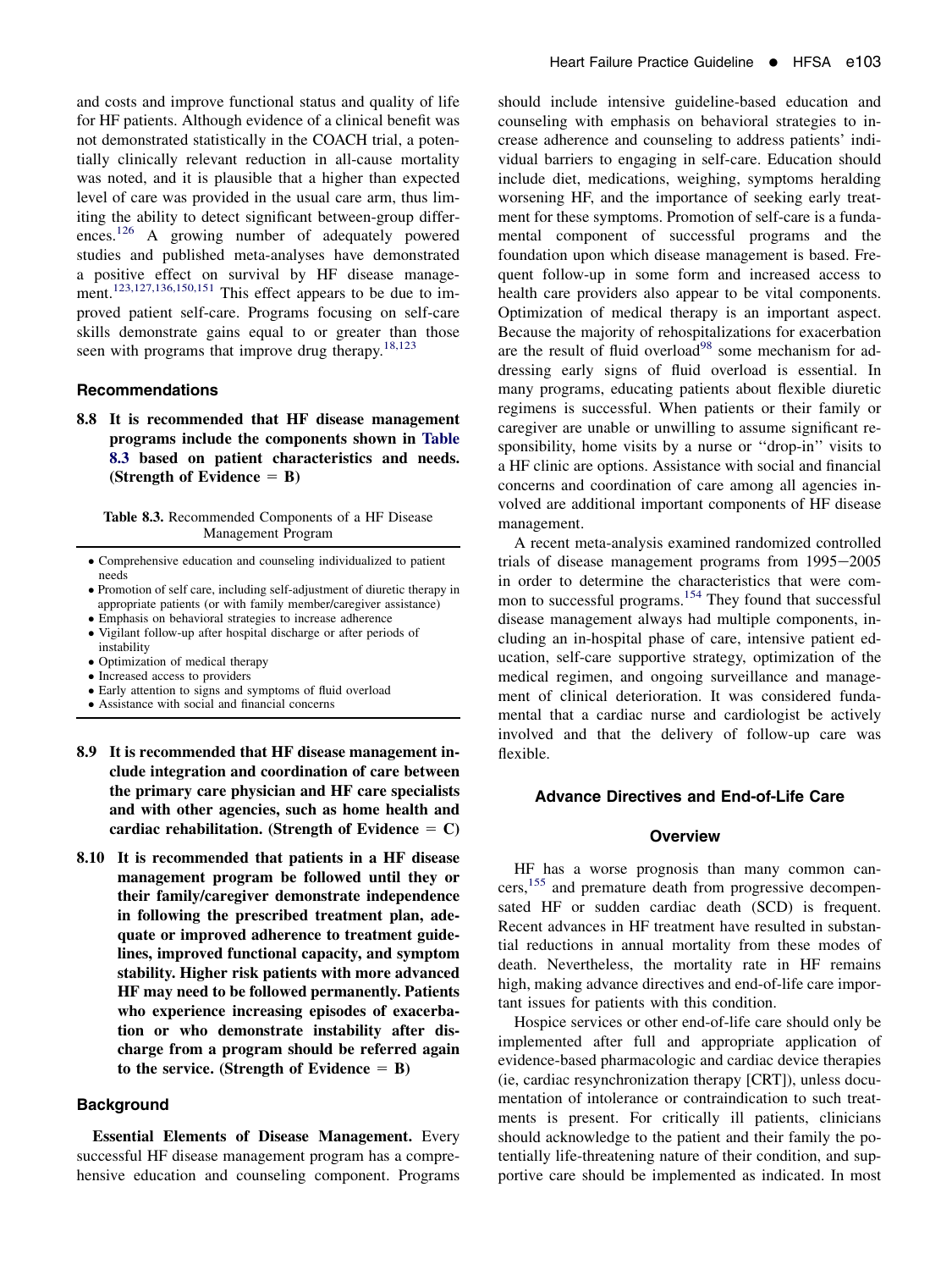and costs and improve functional status and quality of life for HF patients. Although evidence of a clinical benefit was not demonstrated statistically in the COACH trial, a potentially clinically relevant reduction in all-cause mortality was noted, and it is plausible that a higher than expected level of care was provided in the usual care arm, thus limiting the ability to detect significant between-group differences.[126] A growing number of adequately powered studies and published meta-analyses have demonstrated a positive effect on survival by HF disease management.[123,127,136,150,151] This effect appears to be due to improved patient self-care. Programs focusing on self-care skills demonstrate gains equal to or greater than those seen with programs that improve drug therapy.[18,123]

### Recommendations

**8.8 It is recommended that HF disease management programs include the components shown in Table 8.3 based on patient characteristics and needs. (Strength of Evidence = B)**

**Table 8.3.** Recommended Components of a HF Disease Management Program

- Comprehensive education and counseling individualized to patient needs
- Promotion of self care, including self-adjustment of diuretic therapy in appropriate patients (or with family member/caregiver assistance)
- Emphasis on behavioral strategies to increase adherence
- Vigilant follow-up after hospital discharge or after periods of instability
- Optimization of medical therapy
- Increased access to providers
- Early attention to signs and symptoms of fluid overload
- Assistance with social and financial concerns

**8.9 It is recommended that HF disease management include integration and coordination of care between the primary care physician and HF care specialists and with other agencies, such as home health and cardiac rehabilitation. (Strength of Evidence = C)**

**8.10 It is recommended that patients in a HF disease management program be followed until they or their family/caregiver demonstrate independence in following the prescribed treatment plan, adequate or improved adherence to treatment guidelines, improved functional capacity, and symptom stability. Higher risk patients with more advanced HF may need to be followed permanently. Patients who experience increasing episodes of exacerbation or who demonstrate instability after discharge from a program should be referred again to the service. (Strength of Evidence = B)**

### Background

**Essential Elements of Disease Management.** Every successful HF disease management program has a comprehensive education and counseling component. Programs should include intensive guideline-based education and counseling with emphasis on behavioral strategies to increase adherence and counseling to address patients' individual barriers to engaging in self-care. Education should include diet, medications, weighing, symptoms heralding worsening HF, and the importance of seeking early treatment for these symptoms. Promotion of self-care is a fundamental component of successful programs and the foundation upon which disease management is based. Frequent follow-up in some form and increased access to health care providers also appear to be vital components. Optimization of medical therapy is an important aspect. Because the majority of rehospitalizations for exacerbation are the result of fluid overload[98] some mechanism for addressing early signs of fluid overload is essential. In many programs, educating patients about flexible diuretic regimens is successful. When patients or their family or caregiver are unable or unwilling to assume significant responsibility, home visits by a nurse or ''drop-in'' visits to a HF clinic are options. Assistance with social and financial concerns and coordination of care among all agencies involved are additional important components of HF disease management.

A recent meta-analysis examined randomized controlled trials of disease management programs from 1995–2005 in order to determine the characteristics that were common to successful programs.[154] They found that successful disease management always had multiple components, including an in-hospital phase of care, intensive patient education, self-care supportive strategy, optimization of the medical regimen, and ongoing surveillance and management of clinical deterioration. It was considered fundamental that a cardiac nurse and cardiologist be actively involved and that the delivery of follow-up care was flexible.

## Advance Directives and End-of-Life Care

### Overview

HF has a worse prognosis than many common cancers,[155] and premature death from progressive decompensated HF or sudden cardiac death (SCD) is frequent. Recent advances in HF treatment have resulted in substantial reductions in annual mortality from these modes of death. Nevertheless, the mortality rate in HF remains high, making advance directives and end-of-life care important issues for patients with this condition.

Hospice services or other end-of-life care should only be implemented after full and appropriate application of evidence-based pharmacologic and cardiac device therapies (ie, cardiac resynchronization therapy [CRT]), unless documentation of intolerance or contraindication to such treatments is present. For critically ill patients, clinicians should acknowledge to the patient and their family the potentially life-threatening nature of their condition, and supportive care should be implemented as indicated. In most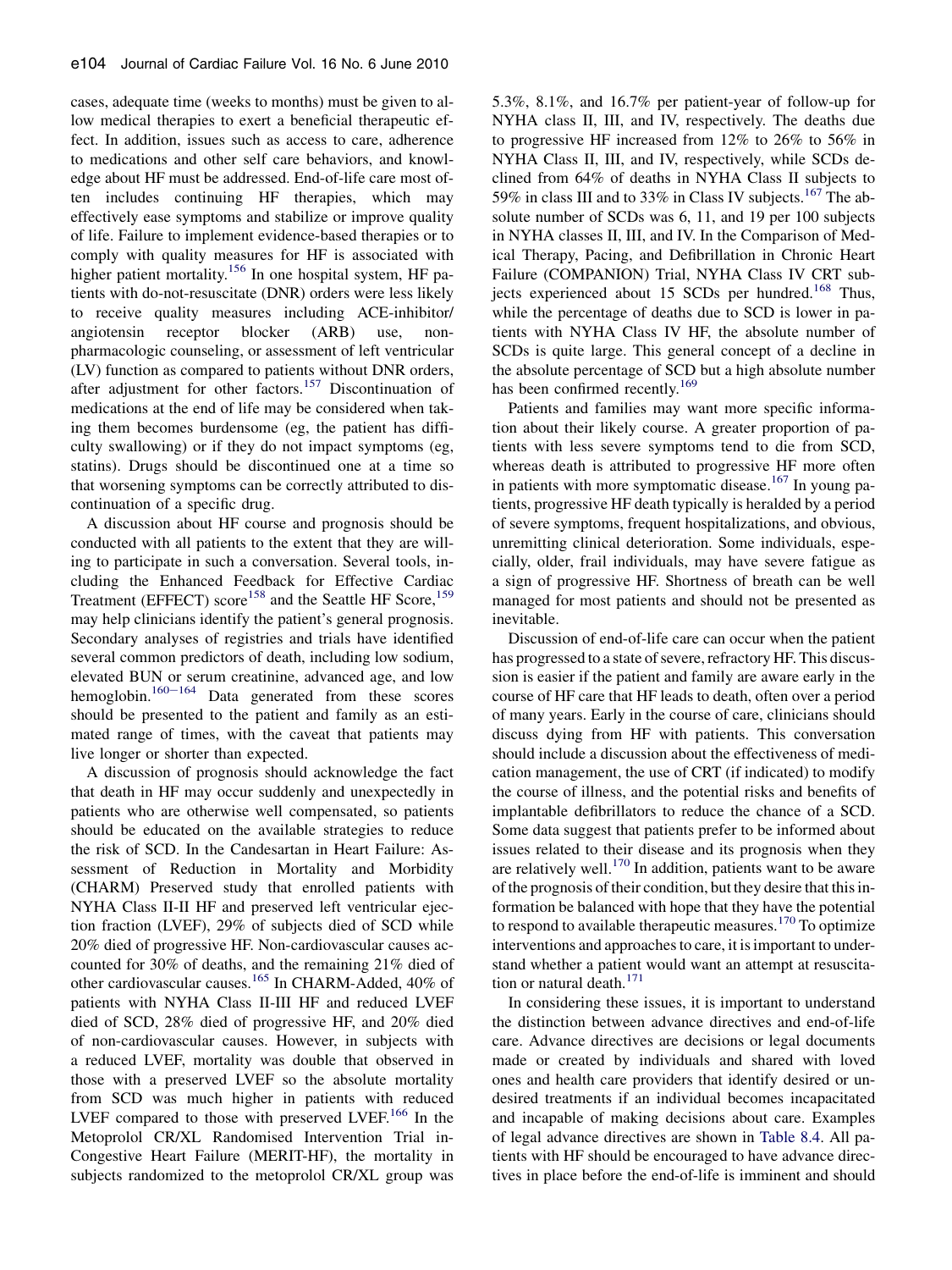cases, adequate time (weeks to months) must be given to allow medical therapies to exert a beneficial therapeutic effect. In addition, issues such as access to care, adherence to medications and other self care behaviors, and knowledge about HF must be addressed. End-of-life care most often includes continuing HF therapies, which may effectively ease symptoms and stabilize or improve quality of life. Failure to implement evidence-based therapies or to comply with quality measures for HF is associated with higher patient mortality.[156] In one hospital system, HF patients with do-not-resuscitate (DNR) orders were less likely to receive quality measures including ACE-inhibitor/angiotensin receptor blocker (ARB) use, non-pharmacologic counseling, or assessment of left ventricular (LV) function as compared to patients without DNR orders, after adjustment for other factors.[157] Discontinuation of medications at the end of life may be considered when taking them becomes burdensome (eg, the patient has difficulty swallowing) or if they do not impact symptoms (eg, statins). Drugs should be discontinued one at a time so that worsening symptoms can be correctly attributed to discontinuation of a specific drug.

A discussion about HF course and prognosis should be conducted with all patients to the extent that they are willing to participate in such a conversation. Several tools, including the Enhanced Feedback for Effective Cardiac Treatment (EFFECT) score[158] and the Seattle HF Score,[159] may help clinicians identify the patient's general prognosis. Secondary analyses of registries and trials have identified several common predictors of death, including low sodium, elevated BUN or serum creatinine, advanced age, and low hemoglobin.[160−164] Data generated from these scores should be presented to the patient and family as an estimated range of times, with the caveat that patients may live longer or shorter than expected.

A discussion of prognosis should acknowledge the fact that death in HF may occur suddenly and unexpectedly in patients who are otherwise well compensated, so patients should be educated on the available strategies to reduce the risk of SCD. In the Candesartan in Heart Failure: Assessment of Reduction in Mortality and Morbidity (CHARM) Preserved study that enrolled patients with NYHA Class II-II HF and preserved left ventricular ejection fraction (LVEF), 29% of subjects died of SCD while 20% died of progressive HF. Non-cardiovascular causes accounted for 30% of deaths, and the remaining 21% died of other cardiovascular causes.[165] In CHARM-Added, 40% of patients with NYHA Class II-III HF and reduced LVEF died of SCD, 28% died of progressive HF, and 20% died of non-cardiovascular causes. However, in subjects with a reduced LVEF, mortality was double that observed in those with a preserved LVEF so the absolute mortality from SCD was much higher in patients with reduced LVEF compared to those with preserved LVEF.[166] In the Metoprolol CR/XL Randomised Intervention Trial in-Congestive Heart Failure (MERIT-HF), the mortality in subjects randomized to the metoprolol CR/XL group was 5.3%, 8.1%, and 16.7% per patient-year of follow-up for NYHA class II, III, and IV, respectively. The deaths due to progressive HF increased from 12% to 26% to 56% in NYHA Class II, III, and IV, respectively, while SCDs declined from 64% of deaths in NYHA Class II subjects to 59% in class III and to 33% in Class IV subjects.[167] The absolute number of SCDs was 6, 11, and 19 per 100 subjects in NYHA classes II, III, and IV. In the Comparison of Medical Therapy, Pacing, and Defibrillation in Chronic Heart Failure (COMPANION) Trial, NYHA Class IV CRT subjects experienced about 15 SCDs per hundred.[168] Thus, while the percentage of deaths due to SCD is lower in patients with NYHA Class IV HF, the absolute number of SCDs is quite large. This general concept of a decline in the absolute percentage of SCD but a high absolute number has been confirmed recently.[169]

Patients and families may want more specific information about their likely course. A greater proportion of patients with less severe symptoms tend to die from SCD, whereas death is attributed to progressive HF more often in patients with more symptomatic disease.[167] In young patients, progressive HF death typically is heralded by a period of severe symptoms, frequent hospitalizations, and obvious, unremitting clinical deterioration. Some individuals, especially, older, frail individuals, may have severe fatigue as a sign of progressive HF. Shortness of breath can be well managed for most patients and should not be presented as inevitable.

Discussion of end-of-life care can occur when the patient has progressed to a state of severe, refractory HF. This discussion is easier if the patient and family are aware early in the course of HF care that HF leads to death, often over a period of many years. Early in the course of care, clinicians should discuss dying from HF with patients. This conversation should include a discussion about the effectiveness of medication management, the use of CRT (if indicated) to modify the course of illness, and the potential risks and benefits of implantable defibrillators to reduce the chance of a SCD. Some data suggest that patients prefer to be informed about issues related to their disease and its prognosis when they are relatively well.[170] In addition, patients want to be aware of the prognosis of their condition, but they desire that this information be balanced with hope that they have the potential to respond to available therapeutic measures.[170] To optimize interventions and approaches to care, it is important to understand whether a patient would want an attempt at resuscitation or natural death.[171]

In considering these issues, it is important to understand the distinction between advance directives and end-of-life care. Advance directives are decisions or legal documents made or created by individuals and shared with loved ones and health care providers that identify desired or undesired treatments if an individual becomes incapacitated and incapable of making decisions about care. Examples of legal advance directives are shown in Table 8.4. All patients with HF should be encouraged to have advance directives in place before the end-of-life is imminent and should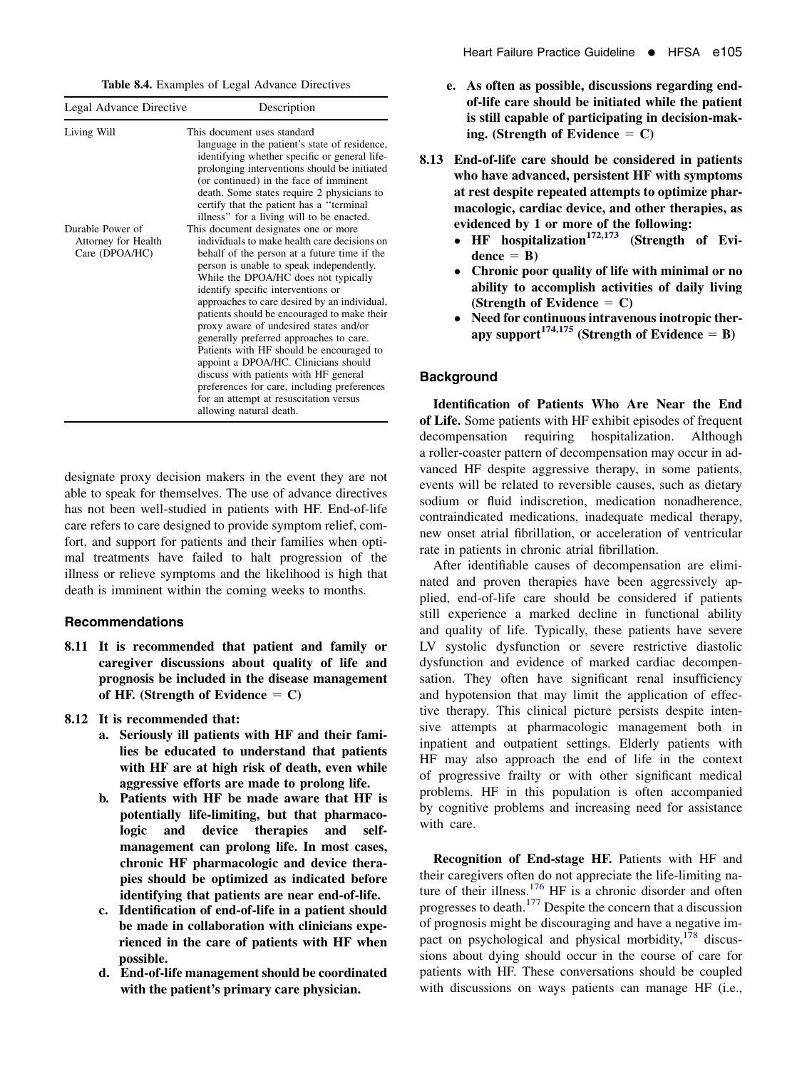**Table 8.4.** Examples of Legal Advance Directives

| Legal Advance Directive | Description |
|---|---|
| Living Will | This document uses standard language in the patient's state of residence, identifying whether specific or general life-prolonging interventions should be initiated (or continued) in the face of imminent death. Some states require 2 physicians to certify that the patient has a "terminal illness" for a living will to be enacted. |
| Durable Power of Attorney for Health Care (DPOA/HC) | This document designates one or more individuals to make health care decisions on behalf of the person at a future time if the person is unable to speak independently. While the DPOA/HC does not typically identify specific interventions or approaches to care desired by an individual, patients should be encouraged to make their proxy aware of undesired states and/or generally preferred approaches to care. Patients with HF should be encouraged to appoint a DPOA/HC. Clinicians should discuss with patients with HF general preferences for care, including preferences for an attempt at resuscitation versus allowing natural death. |

designate proxy decision makers in the event they are not able to speak for themselves. The use of advance directives has not been well-studied in patients with HF. End-of-life care refers to care designed to provide symptom relief, comfort, and support for patients and their families when optimal treatments have failed to halt progression of the illness or relieve symptoms and the likelihood is high that death is imminent within the coming weeks to months.

### Recommendations

**8.11 It is recommended that patient and family or caregiver discussions about quality of life and prognosis be included in the disease management of HF. (Strength of Evidence = C)**

**8.12 It is recommended that:**

- **a. Seriously ill patients with HF and their families be educated to understand that patients with HF are at high risk of death, even while aggressive efforts are made to prolong life.**
- **b. Patients with HF be made aware that HF is potentially life-limiting, but that pharmacologic and device therapies and self-management can prolong life. In most cases, chronic HF pharmacologic and device therapies should be optimized as indicated before identifying that patients are near end-of-life.**
- **c. Identification of end-of-life in a patient should be made in collaboration with clinicians experienced in the care of patients with HF when possible.**
- **d. End-of-life management should be coordinated with the patient's primary care physician.**
- **e. As often as possible, discussions regarding end-of-life care should be initiated while the patient is still capable of participating in decision-making. (Strength of Evidence = C)**

**8.13 End-of-life care should be considered in patients who have advanced, persistent HF with symptoms at rest despite repeated attempts to optimize pharmacologic, cardiac device, and other therapies, as evidenced by 1 or more of the following:**

- **HF hospitalization[172,173] (Strength of Evidence = B)**
- **Chronic poor quality of life with minimal or no ability to accomplish activities of daily living (Strength of Evidence = C)**
- **Need for continuous intravenous inotropic therapy support[174,175] (Strength of Evidence = B)**

### Background

**Identification of Patients Who Are Near the End of Life.** Some patients with HF exhibit episodes of frequent decompensation requiring hospitalization. Although a roller-coaster pattern of decompensation may occur in advanced HF despite aggressive therapy, in some patients, events will be related to reversible causes, such as dietary sodium or fluid indiscretion, medication nonadherence, contraindicated medications, inadequate medical therapy, new onset atrial fibrillation, or acceleration of ventricular rate in patients in chronic atrial fibrillation.

After identifiable causes of decompensation are eliminated and proven therapies have been aggressively applied, end-of-life care should be considered if patients still experience a marked decline in functional ability and quality of life. Typically, these patients have severe LV systolic dysfunction or severe restrictive diastolic dysfunction and evidence of marked cardiac decompensation. They often have significant renal insufficiency and hypotension that may limit the application of effective therapy. This clinical picture persists despite intensive attempts at pharmacologic management both in inpatient and outpatient settings. Elderly patients with HF may also approach the end of life in the context of progressive frailty or with other significant medical problems. HF in this population is often accompanied by cognitive problems and increasing need for assistance with care.

**Recognition of End-stage HF.** Patients with HF and their caregivers often do not appreciate the life-limiting nature of their illness.[176] HF is a chronic disorder and often progresses to death.[177] Despite the concern that a discussion of prognosis might be discouraging and have a negative impact on psychological and physical morbidity,[178] discussions about dying should occur in the course of care for patients with HF. These conversations should be coupled with discussions on ways patients can manage HF (i.e.,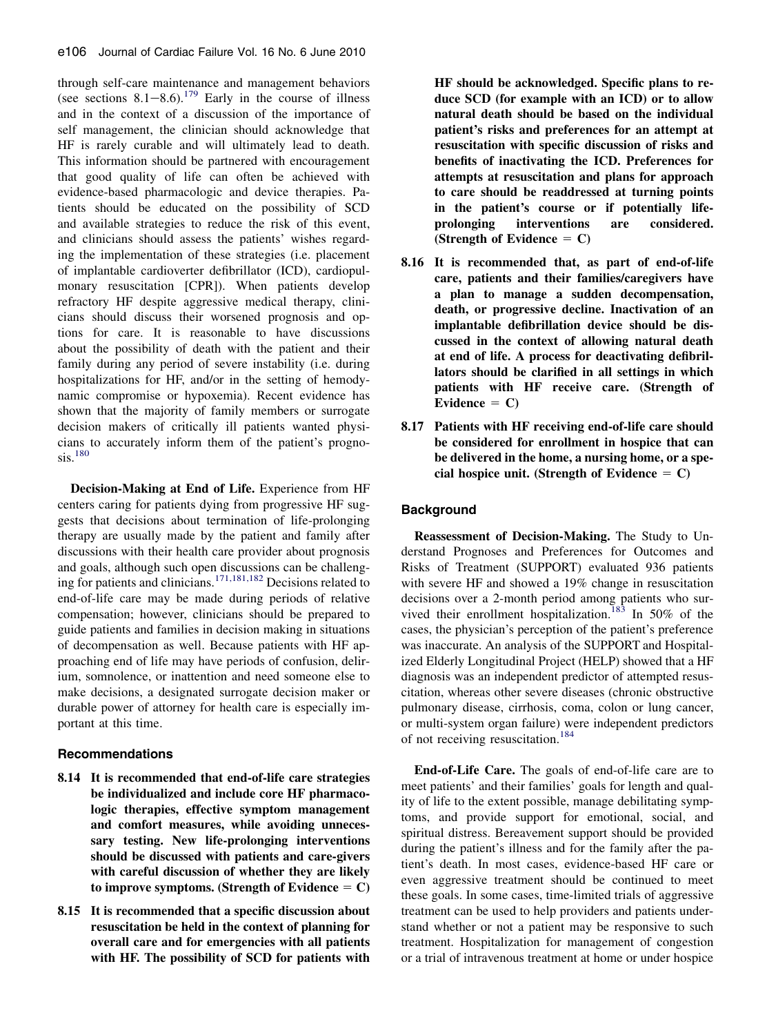through self-care maintenance and management behaviors (see sections 8.1–8.6).[179] Early in the course of illness and in the context of a discussion of the importance of self management, the clinician should acknowledge that HF is rarely curable and will ultimately lead to death. This information should be partnered with encouragement that good quality of life can often be achieved with evidence-based pharmacologic and device therapies. Patients should be educated on the possibility of SCD and available strategies to reduce the risk of this event, and clinicians should assess the patients' wishes regarding the implementation of these strategies (i.e. placement of implantable cardioverter defibrillator (ICD), cardiopulmonary resuscitation [CPR]). When patients develop refractory HF despite aggressive medical therapy, clinicians should discuss their worsened prognosis and options for care. It is reasonable to have discussions about the possibility of death with the patient and their family during any period of severe instability (i.e. during hospitalizations for HF, and/or in the setting of hemodynamic compromise or hypoxemia). Recent evidence has shown that the majority of family members or surrogate decision makers of critically ill patients wanted physicians to accurately inform them of the patient's prognosis.[180]

**Decision-Making at End of Life.** Experience from HF centers caring for patients dying from progressive HF suggests that decisions about termination of life-prolonging therapy are usually made by the patient and family after discussions with their health care provider about prognosis and goals, although such open discussions can be challenging for patients and clinicians.[171,181,182] Decisions related to end-of-life care may be made during periods of relative compensation; however, clinicians should be prepared to guide patients and families in decision making in situations of decompensation as well. Because patients with HF approaching end of life may have periods of confusion, delirium, somnolence, or inattention and need someone else to make decisions, a designated surrogate decision maker or durable power of attorney for health care is especially important at this time.

### Recommendations

**8.14 It is recommended that end-of-life care strategies be individualized and include core HF pharmacologic therapies, effective symptom management and comfort measures, while avoiding unnecessary testing. New life-prolonging interventions should be discussed with patients and care-givers with careful discussion of whether they are likely to improve symptoms. (Strength of Evidence = C)**

**8.15 It is recommended that a specific discussion about resuscitation be held in the context of planning for overall care and for emergencies with all patients with HF. The possibility of SCD for patients with HF should be acknowledged. Specific plans to reduce SCD (for example with an ICD) or to allow natural death should be based on the individual patient's risks and preferences for an attempt at resuscitation with specific discussion of risks and benefits of inactivating the ICD. Preferences for attempts at resuscitation and plans for approach to care should be readdressed at turning points in the patient's course or if potentially life-prolonging interventions are considered. (Strength of Evidence = C)**

**8.16 It is recommended that, as part of end-of-life care, patients and their families/caregivers have a plan to manage a sudden decompensation, death, or progressive decline. Inactivation of an implantable defibrillation device should be discussed in the context of allowing natural death at end of life. A process for deactivating defibrillators should be clarified in all settings in which patients with HF receive care. (Strength of Evidence = C)**

**8.17 Patients with HF receiving end-of-life care should be considered for enrollment in hospice that can be delivered in the home, a nursing home, or a special hospice unit. (Strength of Evidence = C)**

### Background

**Reassessment of Decision-Making.** The Study to Understand Prognoses and Preferences for Outcomes and Risks of Treatment (SUPPORT) evaluated 936 patients with severe HF and showed a 19% change in resuscitation decisions over a 2-month period among patients who survived their enrollment hospitalization.[183] In 50% of the cases, the physician's perception of the patient's preference was inaccurate. An analysis of the SUPPORT and Hospitalized Elderly Longitudinal Project (HELP) showed that a HF diagnosis was an independent predictor of attempted resuscitation, whereas other severe diseases (chronic obstructive pulmonary disease, cirrhosis, coma, colon or lung cancer, or multi-system organ failure) were independent predictors of not receiving resuscitation.[184]

**End-of-Life Care.** The goals of end-of-life care are to meet patients' and their families' goals for length and quality of life to the extent possible, manage debilitating symptoms, and provide support for emotional, social, and spiritual distress. Bereavement support should be provided during the patient's illness and for the family after the patient's death. In most cases, evidence-based HF care or even aggressive treatment should be continued to meet these goals. In some cases, time-limited trials of aggressive treatment can be used to help providers and patients understand whether or not a patient may be responsive to such treatment. Hospitalization for management of congestion or a trial of intravenous treatment at home or under hospice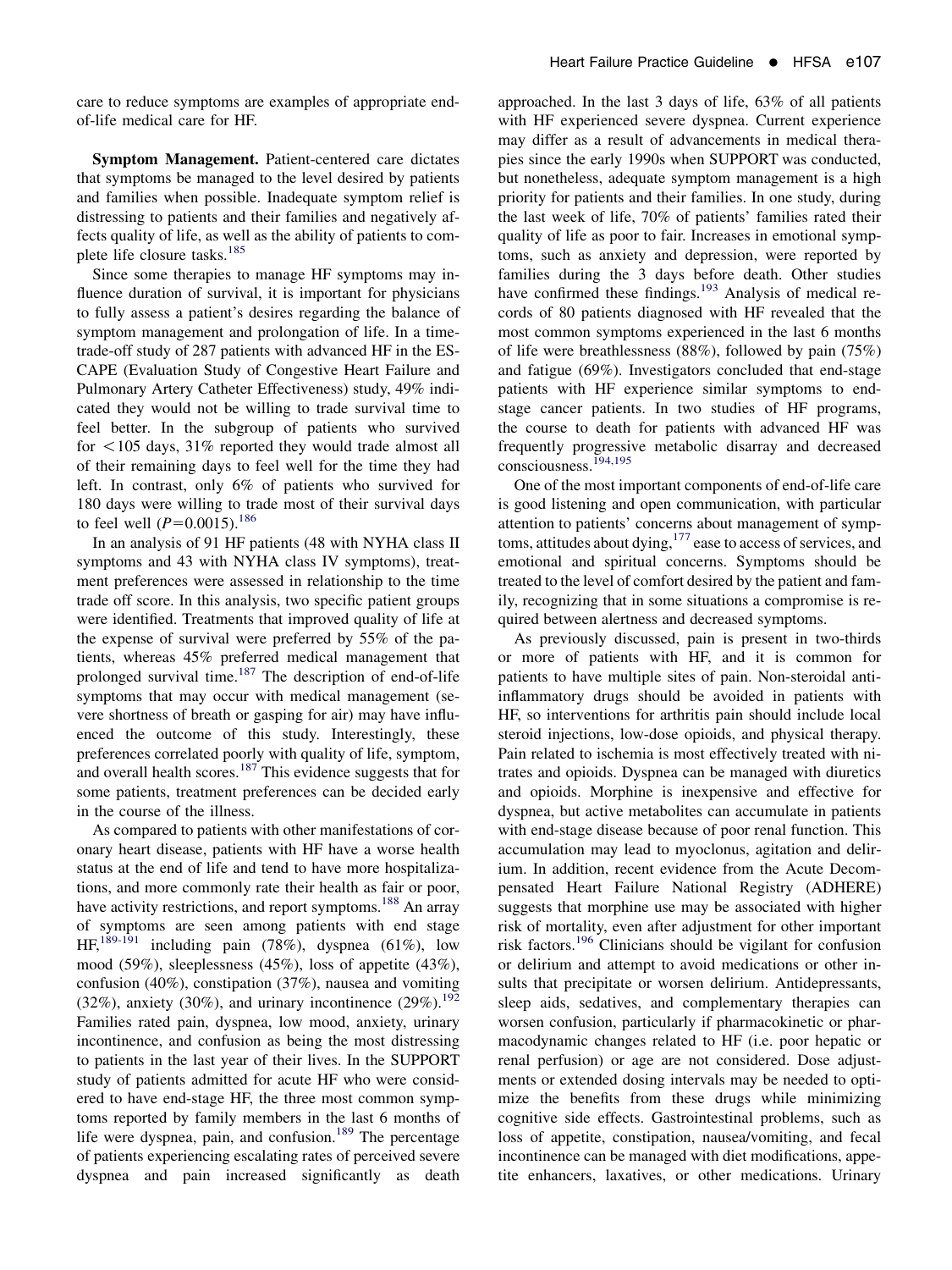care to reduce symptoms are examples of appropriate end-of-life medical care for HF.

**Symptom Management.** Patient-centered care dictates that symptoms be managed to the level desired by patients and families when possible. Inadequate symptom relief is distressing to patients and their families and negatively affects quality of life, as well as the ability of patients to complete life closure tasks.[185]

Since some therapies to manage HF symptoms may influence duration of survival, it is important for physicians to fully assess a patient's desires regarding the balance of symptom management and prolongation of life. In a time-trade-off study of 287 patients with advanced HF in the ESCAPE (Evaluation Study of Congestive Heart Failure and Pulmonary Artery Catheter Effectiveness) study, 49% indicated they would not be willing to trade survival time to feel better. In the subgroup of patients who survived for <105 days, 31% reported they would trade almost all of their remaining days to feel well for the time they had left. In contrast, only 6% of patients who survived for 180 days were willing to trade most of their survival days to feel well ($P=0.0015$).[186]

In an analysis of 91 HF patients (48 with NYHA class II symptoms and 43 with NYHA class IV symptoms), treatment preferences were assessed in relationship to the time trade off score. In this analysis, two specific patient groups were identified. Treatments that improved quality of life at the expense of survival were preferred by 55% of the patients, whereas 45% preferred medical management that prolonged survival time.[187] The description of end-of-life symptoms that may occur with medical management (severe shortness of breath or gasping for air) may have influenced the outcome of this study. Interestingly, these preferences correlated poorly with quality of life, symptom, and overall health scores.[187] This evidence suggests that for some patients, treatment preferences can be decided early in the course of the illness.

As compared to patients with other manifestations of coronary heart disease, patients with HF have a worse health status at the end of life and tend to have more hospitalizations, and more commonly rate their health as fair or poor, have activity restrictions, and report symptoms.[188] An array of symptoms are seen among patients with end stage HF,[189-191] including pain (78%), dyspnea (61%), low mood (59%), sleeplessness (45%), loss of appetite (43%), confusion (40%), constipation (37%), nausea and vomiting (32%), anxiety (30%), and urinary incontinence (29%).[192] Families rated pain, dyspnea, low mood, anxiety, urinary incontinence, and confusion as being the most distressing to patients in the last year of their lives. In the SUPPORT study of patients admitted for acute HF who were considered to have end-stage HF, the three most common symptoms reported by family members in the last 6 months of life were dyspnea, pain, and confusion.[189] The percentage of patients experiencing escalating rates of perceived severe dyspnea and pain increased significantly as death approached. In the last 3 days of life, 63% of all patients with HF experienced severe dyspnea. Current experience may differ as a result of advancements in medical therapies since the early 1990s when SUPPORT was conducted, but nonetheless, adequate symptom management is a high priority for patients and their families. In one study, during the last week of life, 70% of patients' families rated their quality of life as poor to fair. Increases in emotional symptoms, such as anxiety and depression, were reported by families during the 3 days before death. Other studies have confirmed these findings.[193] Analysis of medical records of 80 patients diagnosed with HF revealed that the most common symptoms experienced in the last 6 months of life were breathlessness (88%), followed by pain (75%) and fatigue (69%). Investigators concluded that end-stage patients with HF experience similar symptoms to end-stage cancer patients. In two studies of HF programs, the course to death for patients with advanced HF was frequently progressive metabolic disarray and decreased consciousness.[194,195]

One of the most important components of end-of-life care is good listening and open communication, with particular attention to patients' concerns about management of symptoms, attitudes about dying,[177] ease to access of services, and emotional and spiritual concerns. Symptoms should be treated to the level of comfort desired by the patient and family, recognizing that in some situations a compromise is required between alertness and decreased symptoms.

As previously discussed, pain is present in two-thirds or more of patients with HF, and it is common for patients to have multiple sites of pain. Non-steroidal anti-inflammatory drugs should be avoided in patients with HF, so interventions for arthritis pain should include local steroid injections, low-dose opioids, and physical therapy. Pain related to ischemia is most effectively treated with nitrates and opioids. Dyspnea can be managed with diuretics and opioids. Morphine is inexpensive and effective for dyspnea, but active metabolites can accumulate in patients with end-stage disease because of poor renal function. This accumulation may lead to myoclonus, agitation and delirium. In addition, recent evidence from the Acute Decompensated Heart Failure National Registry (ADHERE) suggests that morphine use may be associated with higher risk of mortality, even after adjustment for other important risk factors.[196] Clinicians should be vigilant for confusion or delirium and attempt to avoid medications or other insults that precipitate or worsen delirium. Antidepressants, sleep aids, sedatives, and complementary therapies can worsen confusion, particularly if pharmacokinetic or pharmacodynamic changes related to HF (i.e. poor hepatic or renal perfusion) or age are not considered. Dose adjustments or extended dosing intervals may be needed to optimize the benefits from these drugs while minimizing cognitive side effects. Gastrointestinal problems, such as loss of appetite, constipation, nausea/vomiting, and fecal incontinence can be managed with diet modifications, appetite enhancers, laxatives, or other medications. Urinary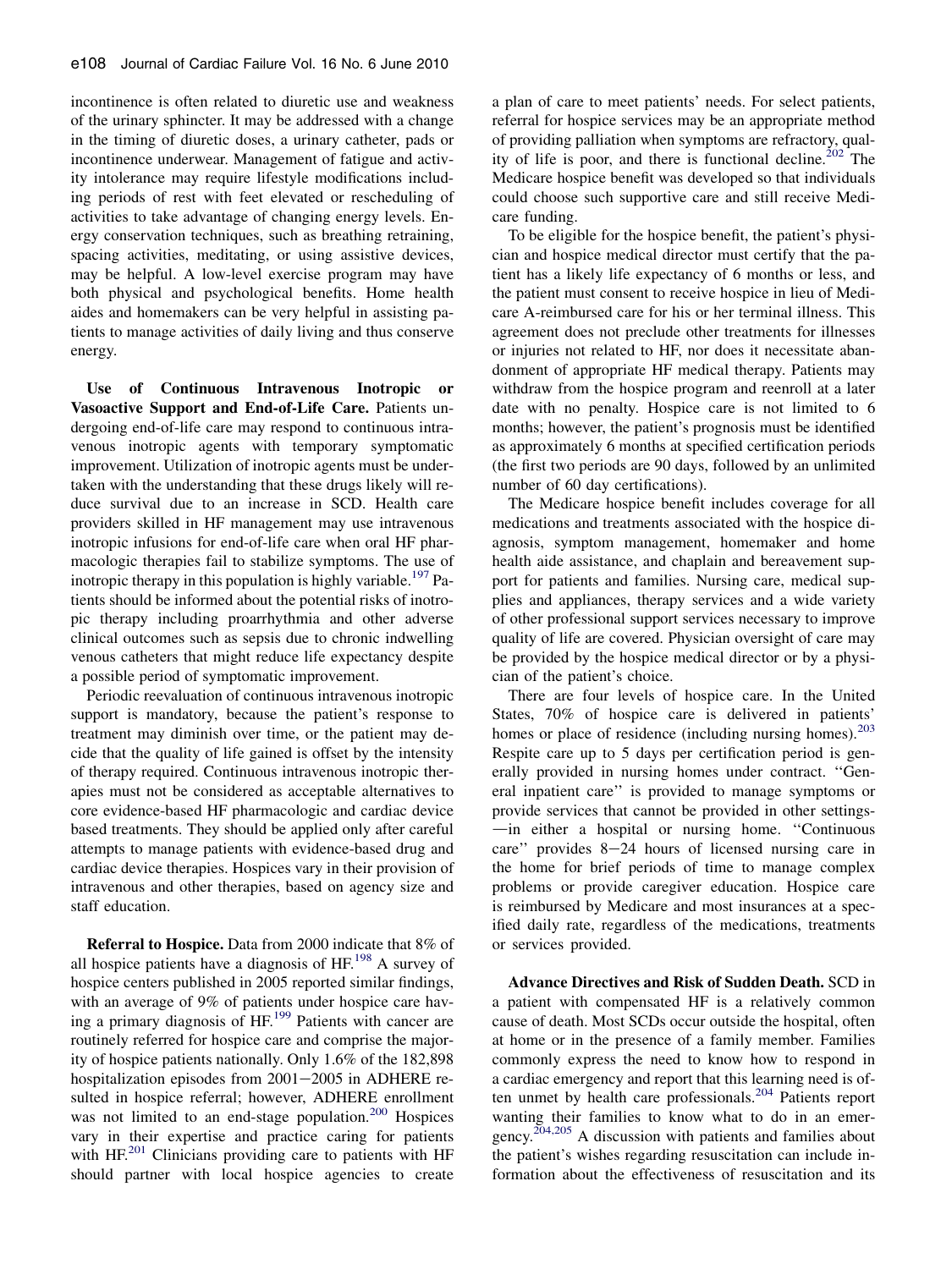incontinence is often related to diuretic use and weakness of the urinary sphincter. It may be addressed with a change in the timing of diuretic doses, a urinary catheter, pads or incontinence underwear. Management of fatigue and activity intolerance may require lifestyle modifications including periods of rest with feet elevated or rescheduling of activities to take advantage of changing energy levels. Energy conservation techniques, such as breathing retraining, spacing activities, meditating, or using assistive devices, may be helpful. A low-level exercise program may have both physical and psychological benefits. Home health aides and homemakers can be very helpful in assisting patients to manage activities of daily living and thus conserve energy.

**Use of Continuous Intravenous Inotropic or Vasoactive Support and End-of-Life Care.** Patients undergoing end-of-life care may respond to continuous intravenous inotropic agents with temporary symptomatic improvement. Utilization of inotropic agents must be undertaken with the understanding that these drugs likely will reduce survival due to an increase in SCD. Health care providers skilled in HF management may use intravenous inotropic infusions for end-of-life care when oral HF pharmacologic therapies fail to stabilize symptoms. The use of inotropic therapy in this population is highly variable.[197] Patients should be informed about the potential risks of inotropic therapy including proarrhythmia and other adverse clinical outcomes such as sepsis due to chronic indwelling venous catheters that might reduce life expectancy despite a possible period of symptomatic improvement.

Periodic reevaluation of continuous intravenous inotropic support is mandatory, because the patient's response to treatment may diminish over time, or the patient may decide that the quality of life gained is offset by the intensity of therapy required. Continuous intravenous inotropic therapies must not be considered as acceptable alternatives to core evidence-based HF pharmacologic and cardiac device based treatments. They should be applied only after careful attempts to manage patients with evidence-based drug and cardiac device therapies. Hospices vary in their provision of intravenous and other therapies, based on agency size and staff education.

**Referral to Hospice.** Data from 2000 indicate that 8% of all hospice patients have a diagnosis of HF.[198] A survey of hospice centers published in 2005 reported similar findings, with an average of 9% of patients under hospice care having a primary diagnosis of HF.[199] Patients with cancer are routinely referred for hospice care and comprise the majority of hospice patients nationally. Only 1.6% of the 182,898 hospitalization episodes from 2001−2005 in ADHERE resulted in hospice referral; however, ADHERE enrollment was not limited to an end-stage population.[200] Hospices vary in their expertise and practice caring for patients with HF.[201] Clinicians providing care to patients with HF should partner with local hospice agencies to create a plan of care to meet patients' needs. For select patients, referral for hospice services may be an appropriate method of providing palliation when symptoms are refractory, quality of life is poor, and there is functional decline.[202] The Medicare hospice benefit was developed so that individuals could choose such supportive care and still receive Medicare funding.

To be eligible for the hospice benefit, the patient's physician and hospice medical director must certify that the patient has a likely life expectancy of 6 months or less, and the patient must consent to receive hospice in lieu of Medicare A-reimbursed care for his or her terminal illness. This agreement does not preclude other treatments for illnesses or injuries not related to HF, nor does it necessitate abandonment of appropriate HF medical therapy. Patients may withdraw from the hospice program and reenroll at a later date with no penalty. Hospice care is not limited to 6 months; however, the patient's prognosis must be identified as approximately 6 months at specified certification periods (the first two periods are 90 days, followed by an unlimited number of 60 day certifications).

The Medicare hospice benefit includes coverage for all medications and treatments associated with the hospice diagnosis, symptom management, homemaker and home health aide assistance, and chaplain and bereavement support for patients and families. Nursing care, medical supplies and appliances, therapy services and a wide variety of other professional support services necessary to improve quality of life are covered. Physician oversight of care may be provided by the hospice medical director or by a physician of the patient's choice.

There are four levels of hospice care. In the United States, 70% of hospice care is delivered in patients' homes or place of residence (including nursing homes).[203] Respite care up to 5 days per certification period is generally provided in nursing homes under contract. ''General inpatient care'' is provided to manage symptoms or provide services that cannot be provided in other settings—in either a hospital or nursing home. ''Continuous care'' provides 8−24 hours of licensed nursing care in the home for brief periods of time to manage complex problems or provide caregiver education. Hospice care is reimbursed by Medicare and most insurances at a specified daily rate, regardless of the medications, treatments or services provided.

**Advance Directives and Risk of Sudden Death.** SCD in a patient with compensated HF is a relatively common cause of death. Most SCDs occur outside the hospital, often at home or in the presence of a family member. Families commonly express the need to know how to respond in a cardiac emergency and report that this learning need is often unmet by health care professionals.[204] Patients report wanting their families to know what to do in an emergency.[204,205] A discussion with patients and families about the patient's wishes regarding resuscitation can include information about the effectiveness of resuscitation and its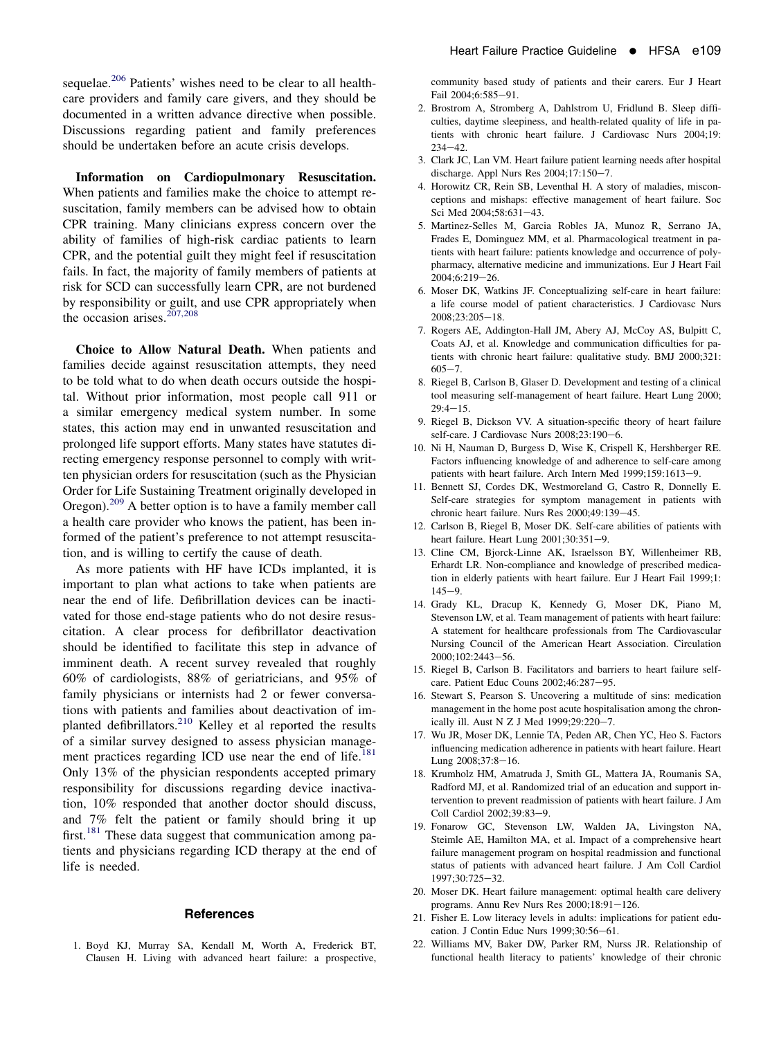sequelae.[206] Patients' wishes need to be clear to all healthcare providers and family care givers, and they should be documented in a written advance directive when possible. Discussions regarding patient and family preferences should be undertaken before an acute crisis develops.

**Information on Cardiopulmonary Resuscitation.** When patients and families make the choice to attempt resuscitation, family members can be advised how to obtain CPR training. Many clinicians express concern over the ability of families of high-risk cardiac patients to learn CPR, and the potential guilt they might feel if resuscitation fails. In fact, the majority of family members of patients at risk for SCD can successfully learn CPR, are not burdened by responsibility or guilt, and use CPR appropriately when the occasion arises.[207,208]

**Choice to Allow Natural Death.** When patients and families decide against resuscitation attempts, they need to be told what to do when death occurs outside the hospital. Without prior information, most people call 911 or a similar emergency medical system number. In some states, this action may end in unwanted resuscitation and prolonged life support efforts. Many states have statutes directing emergency response personnel to comply with written physician orders for resuscitation (such as the Physician Order for Life Sustaining Treatment originally developed in Oregon).[209] A better option is to have a family member call a health care provider who knows the patient, has been informed of the patient's preference to not attempt resuscitation, and is willing to certify the cause of death.

As more patients with HF have ICDs implanted, it is important to plan what actions to take when patients are near the end of life. Defibrillation devices can be inactivated for those end-stage patients who do not desire resuscitation. A clear process for defibrillator deactivation should be identified to facilitate this step in advance of imminent death. A recent survey revealed that roughly 60% of cardiologists, 88% of geriatricians, and 95% of family physicians or internists had 2 or fewer conversations with patients and families about deactivation of implanted defibrillators.[210] Kelley et al reported the results of a similar survey designed to assess physician management practices regarding ICD use near the end of life.[181] Only 13% of the physician respondents accepted primary responsibility for discussions regarding device inactivation, 10% responded that another doctor should discuss, and 7% felt the patient or family should bring it up first.[181] These data suggest that communication among patients and physicians regarding ICD therapy at the end of life is needed.

## References

1. Boyd KJ, Murray SA, Kendall M, Worth A, Frederick BT, Clausen H. Living with advanced heart failure: a prospective, community based study of patients and their carers. Eur J Heart Fail 2004;6:585−91.
2. Brostrom A, Stromberg A, Dahlstrom U, Fridlund B. Sleep difficulties, daytime sleepiness, and health-related quality of life in patients with chronic heart failure. J Cardiovasc Nurs 2004;19:234−42.
3. Clark JC, Lan VM. Heart failure patient learning needs after hospital discharge. Appl Nurs Res 2004;17:150−7.
4. Horowitz CR, Rein SB, Leventhal H. A story of maladies, misconceptions and mishaps: effective management of heart failure. Soc Sci Med 2004;58:631−43.
5. Martinez-Selles M, Garcia Robles JA, Munoz R, Serrano JA, Frades E, Dominguez MM, et al. Pharmacological treatment in patients with heart failure: patients knowledge and occurrence of polypharmacy, alternative medicine and immunizations. Eur J Heart Fail 2004;6:219−26.
6. Moser DK, Watkins JF. Conceptualizing self-care in heart failure: a life course model of patient characteristics. J Cardiovasc Nurs 2008;23:205−18.
7. Rogers AE, Addington-Hall JM, Abery AJ, McCoy AS, Bulpitt C, Coats AJ, et al. Knowledge and communication difficulties for patients with chronic heart failure: qualitative study. BMJ 2000;321:605−7.
8. Riegel B, Carlson B, Glaser D. Development and testing of a clinical tool measuring self-management of heart failure. Heart Lung 2000;29:4−15.
9. Riegel B, Dickson VV. A situation-specific theory of heart failure self-care. J Cardiovasc Nurs 2008;23:190−6.
10. Ni H, Nauman D, Burgess D, Wise K, Crispell K, Hershberger RE. Factors influencing knowledge of and adherence to self-care among patients with heart failure. Arch Intern Med 1999;159:1613−9.
11. Bennett SJ, Cordes DK, Westmoreland G, Castro R, Donnelly E. Self-care strategies for symptom management in patients with chronic heart failure. Nurs Res 2000;49:139−45.
12. Carlson B, Riegel B, Moser DK. Self-care abilities of patients with heart failure. Heart Lung 2001;30:351−9.
13. Cline CM, Bjorck-Linne AK, Israelsson BY, Willenheimer RB, Erhardt LR. Non-compliance and knowledge of prescribed medication in elderly patients with heart failure. Eur J Heart Fail 1999;1:145−9.
14. Grady KL, Dracup K, Kennedy G, Moser DK, Piano M, Stevenson LW, et al. Team management of patients with heart failure: A statement for healthcare professionals from The Cardiovascular Nursing Council of the American Heart Association. Circulation 2000;102:2443−56.
15. Riegel B, Carlson B. Facilitators and barriers to heart failure self-care. Patient Educ Couns 2002;46:287−95.
16. Stewart S, Pearson S. Uncovering a multitude of sins: medication management in the home post acute hospitalisation among the chronically ill. Aust N Z J Med 1999;29:220−7.
17. Wu JR, Moser DK, Lennie TA, Peden AR, Chen YC, Heo S. Factors influencing medication adherence in patients with heart failure. Heart Lung 2008;37:8−16.
18. Krumholz HM, Amatruda J, Smith GL, Mattera JA, Roumanis SA, Radford MJ, et al. Randomized trial of an education and support intervention to prevent readmission of patients with heart failure. J Am Coll Cardiol 2002;39:83−9.
19. Fonarow GC, Stevenson LW, Walden JA, Livingston NA, Steimle AE, Hamilton MA, et al. Impact of a comprehensive heart failure management program on hospital readmission and functional status of patients with advanced heart failure. J Am Coll Cardiol 1997;30:725−32.
20. Moser DK. Heart failure management: optimal health care delivery programs. Annu Rev Nurs Res 2000;18:91−126.
21. Fisher E. Low literacy levels in adults: implications for patient education. J Contin Educ Nurs 1999;30:56−61.
22. Williams MV, Baker DW, Parker RM, Nurss JR. Relationship of functional health literacy to patients' knowledge of their chronic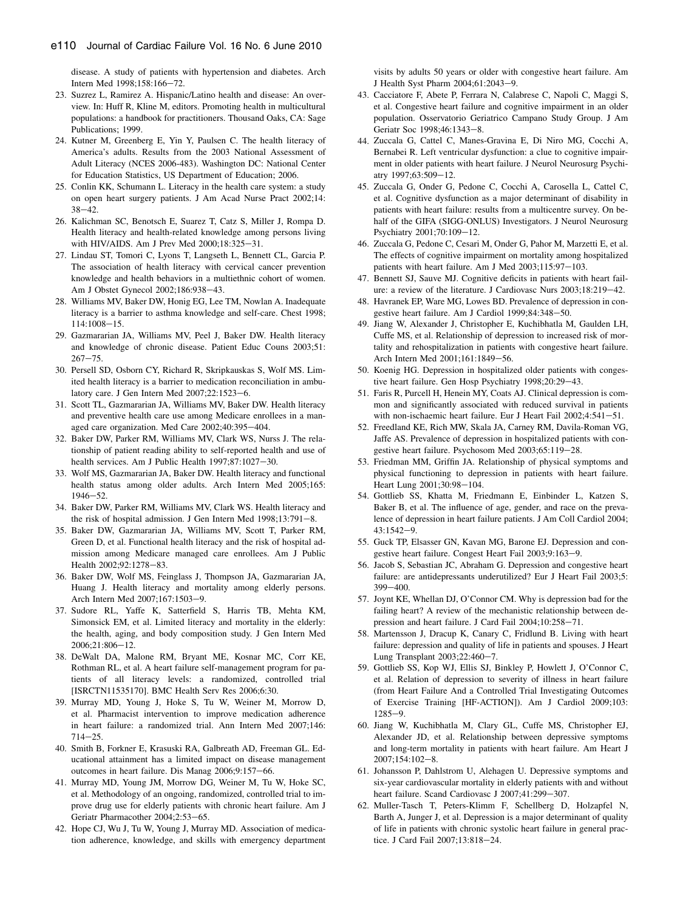disease. A study of patients with hypertension and diabetes. Arch Intern Med 1998;158:166–72.

23. Suzrez L, Ramirez A. Hispanic/Latino health and disease: An overview. In: Huff R, Kline M, editors. Promoting health in multicultural populations: a handbook for practitioners. Thousand Oaks, CA: Sage Publications; 1999.
24. Kutner M, Greenberg E, Yin Y, Paulsen C. The health literacy of America's adults. Results from the 2003 National Assessment of Adult Literacy (NCES 2006-483). Washington DC: National Center for Education Statistics, US Department of Education; 2006.
25. Conlin KK, Schumann L. Literacy in the health care system: a study on open heart surgery patients. J Am Acad Nurse Pract 2002;14: 38–42.
26. Kalichman SC, Benotsch E, Suarez T, Catz S, Miller J, Rompa D. Health literacy and health-related knowledge among persons living with HIV/AIDS. Am J Prev Med 2000;18:325–31.
27. Lindau ST, Tomori C, Lyons T, Langseth L, Bennett CL, Garcia P. The association of health literacy with cervical cancer prevention knowledge and health behaviors in a multiethnic cohort of women. Am J Obstet Gynecol 2002;186:938–43.
28. Williams MV, Baker DW, Honig EG, Lee TM, Nowlan A. Inadequate literacy is a barrier to asthma knowledge and self-care. Chest 1998; 114:1008–15.
29. Gazmararian JA, Williams MV, Peel J, Baker DW. Health literacy and knowledge of chronic disease. Patient Educ Couns 2003;51: 267–75.
30. Persell SD, Osborn CY, Richard R, Skripkauskas S, Wolf MS. Limited health literacy is a barrier to medication reconciliation in ambulatory care. J Gen Intern Med 2007;22:1523–6.
31. Scott TL, Gazmararian JA, Williams MV, Baker DW. Health literacy and preventive health care use among Medicare enrollees in a managed care organization. Med Care 2002;40:395–404.
32. Baker DW, Parker RM, Williams MV, Clark WS, Nurss J. The relationship of patient reading ability to self-reported health and use of health services. Am J Public Health 1997;87:1027–30.
33. Wolf MS, Gazmararian JA, Baker DW. Health literacy and functional health status among older adults. Arch Intern Med 2005;165: 1946–52.
34. Baker DW, Parker RM, Williams MV, Clark WS. Health literacy and the risk of hospital admission. J Gen Intern Med 1998;13:791–8.
35. Baker DW, Gazmararian JA, Williams MV, Scott T, Parker RM, Green D, et al. Functional health literacy and the risk of hospital admission among Medicare managed care enrollees. Am J Public Health 2002;92:1278–83.
36. Baker DW, Wolf MS, Feinglass J, Thompson JA, Gazmararian JA, Huang J. Health literacy and mortality among elderly persons. Arch Intern Med 2007;167:1503–9.
37. Sudore RL, Yaffe K, Satterfield S, Harris TB, Mehta KM, Simonsick EM, et al. Limited literacy and mortality in the elderly: the health, aging, and body composition study. J Gen Intern Med 2006;21:806–12.
38. DeWalt DA, Malone RM, Bryant ME, Kosnar MC, Corr KE, Rothman RL, et al. A heart failure self-management program for patients of all literacy levels: a randomized, controlled trial [ISRCTN11535170]. BMC Health Serv Res 2006;6:30.
39. Murray MD, Young J, Hoke S, Tu W, Weiner M, Morrow D, et al. Pharmacist intervention to improve medication adherence in heart failure: a randomized trial. Ann Intern Med 2007;146: 714–25.
40. Smith B, Forkner E, Krasuski RA, Galbreath AD, Freeman GL. Educational attainment has a limited impact on disease management outcomes in heart failure. Dis Manag 2006;9:157–66.
41. Murray MD, Young JM, Morrow DG, Weiner M, Tu W, Hoke SC, et al. Methodology of an ongoing, randomized, controlled trial to improve drug use for elderly patients with chronic heart failure. Am J Geriatr Pharmacother 2004;2:53–65.
42. Hope CJ, Wu J, Tu W, Young J, Murray MD. Association of medication adherence, knowledge, and skills with emergency department visits by adults 50 years or older with congestive heart failure. Am J Health Syst Pharm 2004;61:2043–9.
43. Cacciatore F, Abete P, Ferrara N, Calabrese C, Napoli C, Maggi S, et al. Congestive heart failure and cognitive impairment in an older population. Osservatorio Geriatrico Campano Study Group. J Am Geriatr Soc 1998;46:1343–8.
44. Zuccala G, Cattel C, Manes-Gravina E, Di Niro MG, Cocchi A, Bernabei R. Left ventricular dysfunction: a clue to cognitive impairment in older patients with heart failure. J Neurol Neurosurg Psychiatry 1997;63:509–12.
45. Zuccala G, Onder G, Pedone C, Cocchi A, Carosella L, Cattel C, et al. Cognitive dysfunction as a major determinant of disability in patients with heart failure: results from a multicentre survey. On behalf of the GIFA (SIGG-ONLUS) Investigators. J Neurol Neurosurg Psychiatry 2001;70:109–12.
46. Zuccala G, Pedone C, Cesari M, Onder G, Pahor M, Marzetti E, et al. The effects of cognitive impairment on mortality among hospitalized patients with heart failure. Am J Med 2003;115:97–103.
47. Bennett SJ, Sauve MJ. Cognitive deficits in patients with heart failure: a review of the literature. J Cardiovasc Nurs 2003;18:219–42.
48. Havranek EP, Ware MG, Lowes BD. Prevalence of depression in congestive heart failure. Am J Cardiol 1999;84:348–50.
49. Jiang W, Alexander J, Christopher E, Kuchibhatla M, Gaulden LH, Cuffe MS, et al. Relationship of depression to increased risk of mortality and rehospitalization in patients with congestive heart failure. Arch Intern Med 2001;161:1849–56.
50. Koenig HG. Depression in hospitalized older patients with congestive heart failure. Gen Hosp Psychiatry 1998;20:29–43.
51. Faris R, Purcell H, Henein MY, Coats AJ. Clinical depression is common and significantly associated with reduced survival in patients with non-ischaemic heart failure. Eur J Heart Fail 2002;4:541–51.
52. Freedland KE, Rich MW, Skala JA, Carney RM, Davila-Roman VG, Jaffe AS. Prevalence of depression in hospitalized patients with congestive heart failure. Psychosom Med 2003;65:119–28.
53. Friedman MM, Griffin JA. Relationship of physical symptoms and physical functioning to depression in patients with heart failure. Heart Lung 2001;30:98–104.
54. Gottlieb SS, Khatta M, Friedmann E, Einbinder L, Katzen S, Baker B, et al. The influence of age, gender, and race on the prevalence of depression in heart failure patients. J Am Coll Cardiol 2004; 43:1542–9.
55. Guck TP, Elsasser GN, Kavan MG, Barone EJ. Depression and congestive heart failure. Congest Heart Fail 2003;9:163–9.
56. Jacob S, Sebastian JC, Abraham G. Depression and congestive heart failure: are antidepressants underutilized? Eur J Heart Fail 2003;5: 399–400.
57. Joynt KE, Whellan DJ, O'Connor CM. Why is depression bad for the failing heart? A review of the mechanistic relationship between depression and heart failure. J Card Fail 2004;10:258–71.
58. Martensson J, Dracup K, Canary C, Fridlund B. Living with heart failure: depression and quality of life in patients and spouses. J Heart Lung Transplant 2003;22:460–7.
59. Gottlieb SS, Kop WJ, Ellis SJ, Binkley P, Howlett J, O'Connor C, et al. Relation of depression to severity of illness in heart failure (from Heart Failure And a Controlled Trial Investigating Outcomes of Exercise Training [HF-ACTION]). Am J Cardiol 2009;103: 1285–9.
60. Jiang W, Kuchibhatla M, Clary GL, Cuffe MS, Christopher EJ, Alexander JD, et al. Relationship between depressive symptoms and long-term mortality in patients with heart failure. Am Heart J 2007;154:102–8.
61. Johansson P, Dahlstrom U, Alehagen U. Depressive symptoms and six-year cardiovascular mortality in elderly patients with and without heart failure. Scand Cardiovasc J 2007;41:299–307.
62. Muller-Tasch T, Peters-Klimm F, Schellberg D, Holzapfel N, Barth A, Junger J, et al. Depression is a major determinant of quality of life in patients with chronic systolic heart failure in general practice. J Card Fail 2007;13:818–24.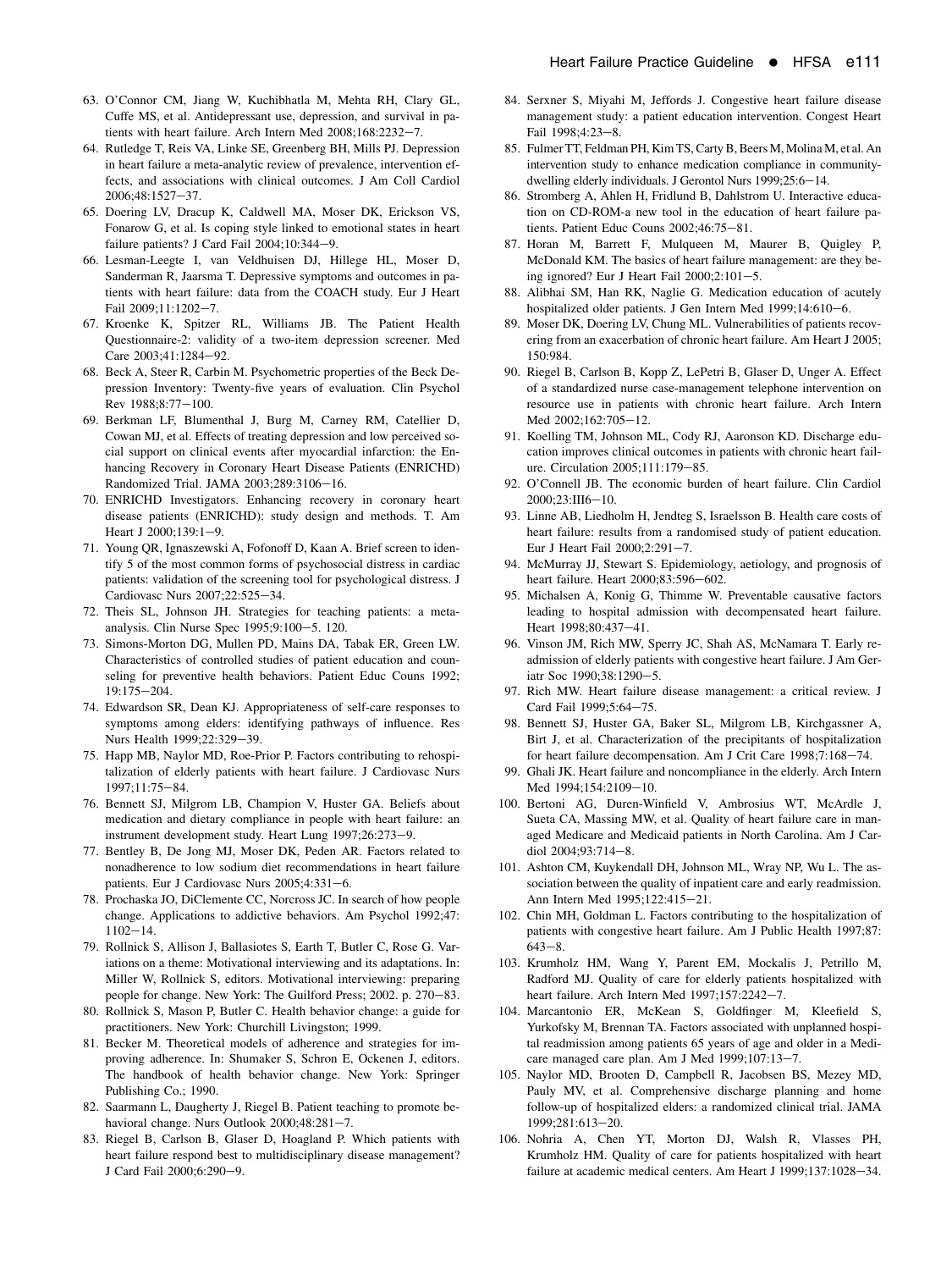63. O'Connor CM, Jiang W, Kuchibhatla M, Mehta RH, Clary GL, Cuffe MS, et al. Antidepressant use, depression, and survival in patients with heart failure. Arch Intern Med 2008;168:2232–7.
64. Rutledge T, Reis VA, Linke SE, Greenberg BH, Mills PJ. Depression in heart failure a meta-analytic review of prevalence, intervention effects, and associations with clinical outcomes. J Am Coll Cardiol 2006;48:1527–37.
65. Doering LV, Dracup K, Caldwell MA, Moser DK, Erickson VS, Fonarow G, et al. Is coping style linked to emotional states in heart failure patients? J Card Fail 2004;10:344–9.
66. Lesman-Leegte I, van Veldhuisen DJ, Hillege HL, Moser D, Sanderman R, Jaarsma T. Depressive symptoms and outcomes in patients with heart failure: data from the COACH study. Eur J Heart Fail 2009;11:1202–7.
67. Kroenke K, Spitzer RL, Williams JB. The Patient Health Questionnaire-2: validity of a two-item depression screener. Med Care 2003;41:1284–92.
68. Beck A, Steer R, Carbin M. Psychometric properties of the Beck Depression Inventory: Twenty-five years of evaluation. Clin Psychol Rev 1988;8:77–100.
69. Berkman LF, Blumenthal J, Burg M, Carney RM, Catellier D, Cowan MJ, et al. Effects of treating depression and low perceived social support on clinical events after myocardial infarction: the Enhancing Recovery in Coronary Heart Disease Patients (ENRICHD) Randomized Trial. JAMA 2003;289:3106–16.
70. ENRICHD Investigators. Enhancing recovery in coronary heart disease patients (ENRICHD): study design and methods. T. Am Heart J 2000;139:1–9.
71. Young QR, Ignaszewski A, Fofonoff D, Kaan A. Brief screen to identify 5 of the most common forms of psychosocial distress in cardiac patients: validation of the screening tool for psychological distress. J Cardiovasc Nurs 2007;22:525–34.
72. Theis SL, Johnson JH. Strategies for teaching patients: a meta-analysis. Clin Nurse Spec 1995;9:100–5. 120.
73. Simons-Morton DG, Mullen PD, Mains DA, Tabak ER, Green LW. Characteristics of controlled studies of patient education and counseling for preventive health behaviors. Patient Educ Couns 1992; 19:175–204.
74. Edwardson SR, Dean KJ. Appropriateness of self-care responses to symptoms among elders: identifying pathways of influence. Res Nurs Health 1999;22:329–39.
75. Happ MB, Naylor MD, Roe-Prior P. Factors contributing to rehospitalization of elderly patients with heart failure. J Cardiovasc Nurs 1997;11:75–84.
76. Bennett SJ, Milgrom LB, Champion V, Huster GA. Beliefs about medication and dietary compliance in people with heart failure: an instrument development study. Heart Lung 1997;26:273–9.
77. Bentley B, De Jong MJ, Moser DK, Peden AR. Factors related to nonadherence to low sodium diet recommendations in heart failure patients. Eur J Cardiovasc Nurs 2005;4:331–6.
78. Prochaska JO, DiClemente CC, Norcross JC. In search of how people change. Applications to addictive behaviors. Am Psychol 1992;47: 1102–14.
79. Rollnick S, Allison J, Ballasiotes S, Earth T, Butler C, Rose G. Variations on a theme: Motivational interviewing and its adaptations. In: Miller W, Rollnick S, editors. Motivational interviewing: preparing people for change. New York: The Guilford Press; 2002. p. 270–83.
80. Rollnick S, Mason P, Butler C. Health behavior change: a guide for practitioners. New York: Churchill Livingston; 1999.
81. Becker M. Theoretical models of adherence and strategies for improving adherence. In: Shumaker S, Schron E, Ockenen J, editors. The handbook of health behavior change. New York: Springer Publishing Co.; 1990.
82. Saarmann L, Daugherty J, Riegel B. Patient teaching to promote behavioral change. Nurs Outlook 2000;48:281–7.
83. Riegel B, Carlson B, Glaser D, Hoagland P. Which patients with heart failure respond best to multidisciplinary disease management? J Card Fail 2000;6:290–9.
84. Serxner S, Miyahi M, Jeffords J. Congestive heart failure disease management study: a patient education intervention. Congest Heart Fail 1998;4:23–8.
85. Fulmer TT, Feldman PH, Kim TS, Carty B, Beers M, Molina M, et al. An intervention study to enhance medication compliance in community-dwelling elderly individuals. J Gerontol Nurs 1999;25:6–14.
86. Stromberg A, Ahlen H, Fridlund B, Dahlstrom U. Interactive education on CD-ROM-a new tool in the education of heart failure patients. Patient Educ Couns 2002;46:75–81.
87. Horan M, Barrett F, Mulqueen M, Maurer B, Quigley P, McDonald KM. The basics of heart failure management: are they being ignored? Eur J Heart Fail 2000;2:101–5.
88. Alibhai SM, Han RK, Naglie G. Medication education of acutely hospitalized older patients. J Gen Intern Med 1999;14:610–6.
89. Moser DK, Doering LV, Chung ML. Vulnerabilities of patients recovering from an exacerbation of chronic heart failure. Am Heart J 2005; 150:984.
90. Riegel B, Carlson B, Kopp Z, LePetri B, Glaser D, Unger A. Effect of a standardized nurse case-management telephone intervention on resource use in patients with chronic heart failure. Arch Intern Med 2002;162:705–12.
91. Koelling TM, Johnson ML, Cody RJ, Aaronson KD. Discharge education improves clinical outcomes in patients with chronic heart failure. Circulation 2005;111:179–85.
92. O'Connell JB. The economic burden of heart failure. Clin Cardiol 2000;23:III6–10.
93. Linne AB, Liedholm H, Jendteg S, Israelsson B. Health care costs of heart failure: results from a randomised study of patient education. Eur J Heart Fail 2000;2:291–7.
94. McMurray JJ, Stewart S. Epidemiology, aetiology, and prognosis of heart failure. Heart 2000;83:596–602.
95. Michalsen A, Konig G, Thimme W. Preventable causative factors leading to hospital admission with decompensated heart failure. Heart 1998;80:437–41.
96. Vinson JM, Rich MW, Sperry JC, Shah AS, McNamara T. Early readmission of elderly patients with congestive heart failure. J Am Geriatr Soc 1990;38:1290–5.
97. Rich MW. Heart failure disease management: a critical review. J Card Fail 1999;5:64–75.
98. Bennett SJ, Huster GA, Baker SL, Milgrom LB, Kirchgassner A, Birt J, et al. Characterization of the precipitants of hospitalization for heart failure decompensation. Am J Crit Care 1998;7:168–74.
99. Ghali JK. Heart failure and noncompliance in the elderly. Arch Intern Med 1994;154:2109–10.
100. Bertoni AG, Duren-Winfield V, Ambrosius WT, McArdle J, Sueta CA, Massing MW, et al. Quality of heart failure care in managed Medicare and Medicaid patients in North Carolina. Am J Cardiol 2004;93:714–8.
101. Ashton CM, Kuykendall DH, Johnson ML, Wray NP, Wu L. The association between the quality of inpatient care and early readmission. Ann Intern Med 1995;122:415–21.
102. Chin MH, Goldman L. Factors contributing to the hospitalization of patients with congestive heart failure. Am J Public Health 1997;87: 643–8.
103. Krumholz HM, Wang Y, Parent EM, Mockalis J, Petrillo M, Radford MJ. Quality of care for elderly patients hospitalized with heart failure. Arch Intern Med 1997;157:2242–7.
104. Marcantonio ER, McKean S, Goldfinger M, Kleefield S, Yurkofsky M, Brennan TA. Factors associated with unplanned hospital readmission among patients 65 years of age and older in a Medicare managed care plan. Am J Med 1999;107:13–7.
105. Naylor MD, Brooten D, Campbell R, Jacobsen BS, Mezey MD, Pauly MV, et al. Comprehensive discharge planning and home follow-up of hospitalized elders: a randomized clinical trial. JAMA 1999;281:613–20.
106. Nohria A, Chen YT, Morton DJ, Walsh R, Vlasses PH, Krumholz HM. Quality of care for patients hospitalized with heart failure at academic medical centers. Am Heart J 1999;137:1028–34.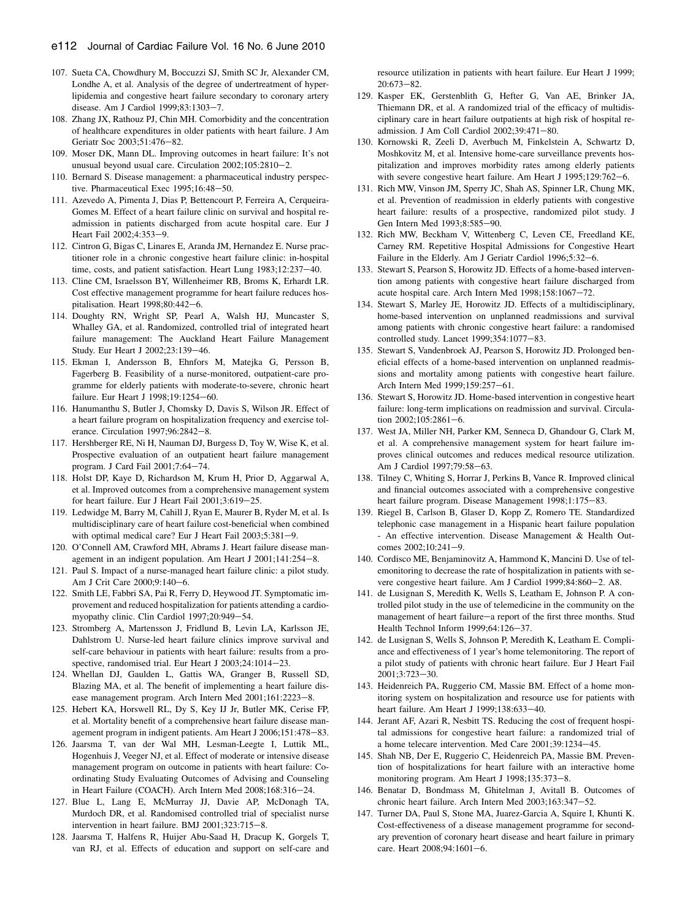107. Sueta CA, Chowdhury M, Boccuzzi SJ, Smith SC Jr, Alexander CM, Londhe A, et al. Analysis of the degree of undertreatment of hyperlipidemia and congestive heart failure secondary to coronary artery disease. Am J Cardiol 1999;83:1303–7.
108. Zhang JX, Rathouz PJ, Chin MH. Comorbidity and the concentration of healthcare expenditures in older patients with heart failure. J Am Geriatr Soc 2003;51:476–82.
109. Moser DK, Mann DL. Improving outcomes in heart failure: It's not unusual beyond usual care. Circulation 2002;105:2810–2.
110. Bernard S. Disease management: a pharmaceutical industry perspective. Pharmaceutical Exec 1995;16:48–50.
111. Azevedo A, Pimenta J, Dias P, Bettencourt P, Ferreira A, Cerqueira-Gomes M. Effect of a heart failure clinic on survival and hospital readmission in patients discharged from acute hospital care. Eur J Heart Fail 2002;4:353–9.
112. Cintron G, Bigas C, Linares E, Aranda JM, Hernandez E. Nurse practitioner role in a chronic congestive heart failure clinic: in-hospital time, costs, and patient satisfaction. Heart Lung 1983;12:237–40.
113. Cline CM, Israelsson BY, Willenheimer RB, Broms K, Erhardt LR. Cost effective management programme for heart failure reduces hospitalisation. Heart 1998;80:442–6.
114. Doughty RN, Wright SP, Pearl A, Walsh HJ, Muncaster S, Whalley GA, et al. Randomized, controlled trial of integrated heart failure management: The Auckland Heart Failure Management Study. Eur Heart J 2002;23:139–46.
115. Ekman I, Andersson B, Ehnfors M, Matejka G, Persson B, Fagerberg B. Feasibility of a nurse-monitored, outpatient-care programme for elderly patients with moderate-to-severe, chronic heart failure. Eur Heart J 1998;19:1254–60.
116. Hanumanthu S, Butler J, Chomsky D, Davis S, Wilson JR. Effect of a heart failure program on hospitalization frequency and exercise tolerance. Circulation 1997;96:2842–8.
117. Hershberger RE, Ni H, Nauman DJ, Burgess D, Toy W, Wise K, et al. Prospective evaluation of an outpatient heart failure management program. J Card Fail 2001;7:64–74.
118. Holst DP, Kaye D, Richardson M, Krum H, Prior D, Aggarwal A, et al. Improved outcomes from a comprehensive management system for heart failure. Eur J Heart Fail 2001;3:619–25.
119. Ledwidge M, Barry M, Cahill J, Ryan E, Maurer B, Ryder M, et al. Is multidisciplinary care of heart failure cost-beneficial when combined with optimal medical care? Eur J Heart Fail 2003;5:381–9.
120. O'Connell AM, Crawford MH, Abrams J. Heart failure disease management in an indigent population. Am Heart J 2001;141:254–8.
121. Paul S. Impact of a nurse-managed heart failure clinic: a pilot study. Am J Crit Care 2000;9:140–6.
122. Smith LE, Fabbri SA, Pai R, Ferry D, Heywood JT. Symptomatic improvement and reduced hospitalization for patients attending a cardiomyopathy clinic. Clin Cardiol 1997;20:949–54.
123. Stromberg A, Martensson J, Fridlund B, Levin LA, Karlsson JE, Dahlstrom U. Nurse-led heart failure clinics improve survival and self-care behaviour in patients with heart failure: results from a prospective, randomised trial. Eur Heart J 2003;24:1014–23.
124. Whellan DJ, Gaulden L, Gattis WA, Granger B, Russell SD, Blazing MA, et al. The benefit of implementing a heart failure disease management program. Arch Intern Med 2001;161:2223–8.
125. Hebert KA, Horswell RL, Dy S, Key IJ Jr, Butler MK, Cerise FP, et al. Mortality benefit of a comprehensive heart failure disease management program in indigent patients. Am Heart J 2006;151:478–83.
126. Jaarsma T, van der Wal MH, Lesman-Leegte I, Luttik ML, Hogenhuis J, Veeger NJ, et al. Effect of moderate or intensive disease management program on outcome in patients with heart failure: Coordinating Study Evaluating Outcomes of Advising and Counseling in Heart Failure (COACH). Arch Intern Med 2008;168:316–24.
127. Blue L, Lang E, McMurray JJ, Davie AP, McDonagh TA, Murdoch DR, et al. Randomised controlled trial of specialist nurse intervention in heart failure. BMJ 2001;323:715–8.
128. Jaarsma T, Halfens R, Huijer Abu-Saad H, Dracup K, Gorgels T, van RJ, et al. Effects of education and support on self-care and resource utilization in patients with heart failure. Eur Heart J 1999; 20:673–82.
129. Kasper EK, Gerstenblith G, Hefter G, Van AE, Brinker JA, Thiemann DR, et al. A randomized trial of the efficacy of multidisciplinary care in heart failure outpatients at high risk of hospital readmission. J Am Coll Cardiol 2002;39:471–80.
130. Kornowski R, Zeeli D, Averbuch M, Finkelstein A, Schwartz D, Moshkovitz M, et al. Intensive home-care surveillance prevents hospitalization and improves morbidity rates among elderly patients with severe congestive heart failure. Am Heart J 1995;129:762–6.
131. Rich MW, Vinson JM, Sperry JC, Shah AS, Spinner LR, Chung MK, et al. Prevention of readmission in elderly patients with congestive heart failure: results of a prospective, randomized pilot study. J Gen Intern Med 1993;8:585–90.
132. Rich MW, Beckham V, Wittenberg C, Leven CE, Freedland KE, Carney RM. Repetitive Hospital Admissions for Congestive Heart Failure in the Elderly. Am J Geriatr Cardiol 1996;5:32–6.
133. Stewart S, Pearson S, Horowitz JD. Effects of a home-based intervention among patients with congestive heart failure discharged from acute hospital care. Arch Intern Med 1998;158:1067–72.
134. Stewart S, Marley JE, Horowitz JD. Effects of a multidisciplinary, home-based intervention on unplanned readmissions and survival among patients with chronic congestive heart failure: a randomised controlled study. Lancet 1999;354:1077–83.
135. Stewart S, Vandenbroek AJ, Pearson S, Horowitz JD. Prolonged beneficial effects of a home-based intervention on unplanned readmissions and mortality among patients with congestive heart failure. Arch Intern Med 1999;159:257–61.
136. Stewart S, Horowitz JD. Home-based intervention in congestive heart failure: long-term implications on readmission and survival. Circulation 2002;105:2861–6.
137. West JA, Miller NH, Parker KM, Senneca D, Ghandour G, Clark M, et al. A comprehensive management system for heart failure improves clinical outcomes and reduces medical resource utilization. Am J Cardiol 1997;79:58–63.
138. Tilney C, Whiting S, Horrar J, Perkins B, Vance R. Improved clinical and financial outcomes associated with a comprehensive congestive heart failure program. Disease Management 1998;1:175–83.
139. Riegel B, Carlson B, Glaser D, Kopp Z, Romero TE. Standardized telephonic case management in a Hispanic heart failure population - An effective intervention. Disease Management & Health Outcomes 2002;10:241–9.
140. Cordisco ME, Benjaminovitz A, Hammond K, Mancini D. Use of telemonitoring to decrease the rate of hospitalization in patients with severe congestive heart failure. Am J Cardiol 1999;84:860–2. A8.
141. de Lusignan S, Meredith K, Wells S, Leatham E, Johnson P. A controlled pilot study in the use of telemedicine in the community on the management of heart failure—a report of the first three months. Stud Health Technol Inform 1999;64:126–37.
142. de Lusignan S, Wells S, Johnson P, Meredith K, Leatham E. Compliance and effectiveness of 1 year's home telemonitoring. The report of a pilot study of patients with chronic heart failure. Eur J Heart Fail 2001;3:723–30.
143. Heidenreich PA, Ruggerio CM, Massie BM. Effect of a home monitoring system on hospitalization and resource use for patients with heart failure. Am Heart J 1999;138:633–40.
144. Jerant AF, Azari R, Nesbitt TS. Reducing the cost of frequent hospital admissions for congestive heart failure: a randomized trial of a home telecare intervention. Med Care 2001;39:1234–45.
145. Shah NB, Der E, Ruggerio C, Heidenreich PA, Massie BM. Prevention of hospitalizations for heart failure with an interactive home monitoring program. Am Heart J 1998;135:373–8.
146. Benatar D, Bondmass M, Ghitelman J, Avitall B. Outcomes of chronic heart failure. Arch Intern Med 2003;163:347–52.
147. Turner DA, Paul S, Stone MA, Juarez-Garcia A, Squire I, Khunti K. Cost-effectiveness of a disease management programme for secondary prevention of coronary heart disease and heart failure in primary care. Heart 2008;94:1601–6.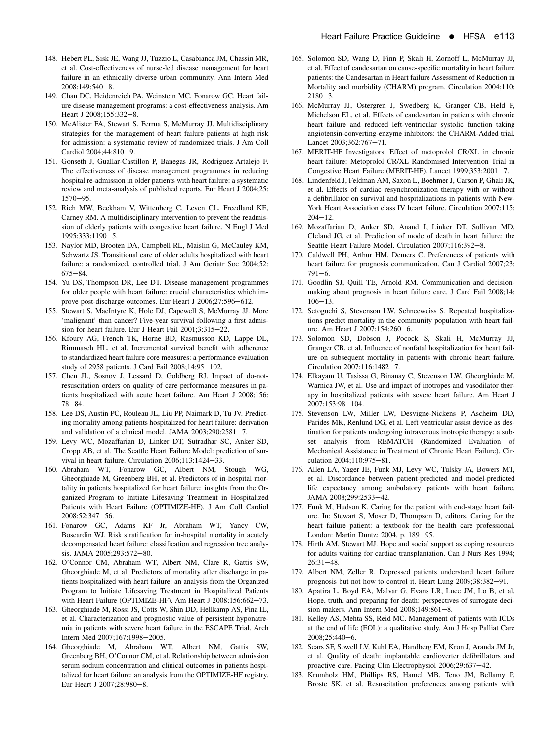148. Hebert PL, Sisk JE, Wang JJ, Tuzzio L, Casabianca JM, Chassin MR, et al. Cost-effectiveness of nurse-led disease management for heart failure in an ethnically diverse urban community. Ann Intern Med 2008;149:540–8.

149. Chan DC, Heidenreich PA, Weinstein MC, Fonarow GC. Heart failure disease management programs: a cost-effectiveness analysis. Am Heart J 2008;155:332–8.

150. McAlister FA, Stewart S, Ferrua S, McMurray JJ. Multidisciplinary strategies for the management of heart failure patients at high risk for admission: a systematic review of randomized trials. J Am Coll Cardiol 2004;44:810–9.

151. Gonseth J, Guallar-Castillon P, Banegas JR, Rodriguez-Artalejo F. The effectiveness of disease management programmes in reducing hospital re-admission in older patients with heart failure: a systematic review and meta-analysis of published reports. Eur Heart J 2004;25: 1570–95.

152. Rich MW, Beckham V, Wittenberg C, Leven CL, Freedland KE, Carney RM. A multidisciplinary intervention to prevent the readmission of elderly patients with congestive heart failure. N Engl J Med 1995;333:1190–5.

153. Naylor MD, Brooten DA, Campbell RL, Maislin G, McCauley KM, Schwartz JS. Transitional care of older adults hospitalized with heart failure: a randomized, controlled trial. J Am Geriatr Soc 2004;52: 675–84.

154. Yu DS, Thompson DR, Lee DT. Disease management programmes for older people with heart failure: crucial characteristics which improve post-discharge outcomes. Eur Heart J 2006;27:596–612.

155. Stewart S, MacIntyre K, Hole DJ, Capewell S, McMurray JJ. More 'malignant' than cancer? Five-year survival following a first admission for heart failure. Eur J Heart Fail 2001;3:315–22.

156. Kfoury AG, French TK, Horne BD, Rasmusson KD, Lappe DL, Rimmasch HL, et al. Incremental survival benefit with adherence to standardized heart failure core measures: a performance evaluation study of 2958 patients. J Card Fail 2008;14:95–102.

157. Chen JL, Sosnov J, Lessard D, Goldberg RJ. Impact of do-not-resuscitation orders on quality of care performance measures in patients hospitalized with acute heart failure. Am Heart J 2008;156: 78–84.

158. Lee DS, Austin PC, Rouleau JL, Liu PP, Naimark D, Tu JV. Predicting mortality among patients hospitalized for heart failure: derivation and validation of a clinical model. JAMA 2003;290:2581–7.

159. Levy WC, Mozaffarian D, Linker DT, Sutradhar SC, Anker SD, Cropp AB, et al. The Seattle Heart Failure Model: prediction of survival in heart failure. Circulation 2006;113:1424–33.

160. Abraham WT, Fonarow GC, Albert NM, Stough WG, Gheorghiade M, Greenberg BH, et al. Predictors of in-hospital mortality in patients hospitalized for heart failure: insights from the Organized Program to Initiate Lifesaving Treatment in Hospitalized Patients with Heart Failure (OPTIMIZE-HF). J Am Coll Cardiol 2008;52:347–56.

161. Fonarow GC, Adams KF Jr, Abraham WT, Yancy CW, Boscardin WJ. Risk stratification for in-hospital mortality in acutely decompensated heart failure: classification and regression tree analysis. JAMA 2005;293:572–80.

162. O'Connor CM, Abraham WT, Albert NM, Clare R, Gattis SW, Gheorghiade M, et al. Predictors of mortality after discharge in patients hospitalized with heart failure: an analysis from the Organized Program to Initiate Lifesaving Treatment in Hospitalized Patients with Heart Failure (OPTIMIZE-HF). Am Heart J 2008;156:662–73.

163. Gheorghiade M, Rossi JS, Cotts W, Shin DD, Hellkamp AS, Pina IL, et al. Characterization and prognostic value of persistent hyponatremia in patients with severe heart failure in the ESCAPE Trial. Arch Intern Med 2007;167:1998–2005.

164. Gheorghiade M, Abraham WT, Albert NM, Gattis SW, Greenberg BH, O'Connor CM, et al. Relationship between admission serum sodium concentration and clinical outcomes in patients hospitalized for heart failure: an analysis from the OPTIMIZE-HF registry. Eur Heart J 2007;28:980–8.

165. Solomon SD, Wang D, Finn P, Skali H, Zornoff L, McMurray JJ, et al. Effect of candesartan on cause-specific mortality in heart failure patients: the Candesartan in Heart failure Assessment of Reduction in Mortality and morbidity (CHARM) program. Circulation 2004;110: 2180–3.

166. McMurray JJ, Ostergren J, Swedberg K, Granger CB, Held P, Michelson EL, et al. Effects of candesartan in patients with chronic heart failure and reduced left-ventricular systolic function taking angiotensin-converting-enzyme inhibitors: the CHARM-Added trial. Lancet 2003;362:767–71.

167. MERIT-HF Investigators. Effect of metoprolol CR/XL in chronic heart failure: Metoprolol CR/XL Randomised Intervention Trial in Congestive Heart Failure (MERIT-HF). Lancet 1999;353:2001–7.

168. Lindenfeld J, Feldman AM, Saxon L, Boehmer J, Carson P, Ghali JK, et al. Effects of cardiac resynchronization therapy with or without a defibrillator on survival and hospitalizations in patients with New-York Heart Association class IV heart failure. Circulation 2007;115: 204–12.

169. Mozaffarian D, Anker SD, Anand I, Linker DT, Sullivan MD, Cleland JG, et al. Prediction of mode of death in heart failure: the Seattle Heart Failure Model. Circulation 2007;116:392–8.

170. Caldwell PH, Arthur HM, Demers C. Preferences of patients with heart failure for prognosis communication. Can J Cardiol 2007;23: 791–6.

171. Goodlin SJ, Quill TE, Arnold RM. Communication and decision-making about prognosis in heart failure care. J Card Fail 2008;14: 106–13.

172. Setoguchi S, Stevenson LW, Schneeweiss S. Repeated hospitalizations predict mortality in the community population with heart failure. Am Heart J 2007;154:260–6.

173. Solomon SD, Dobson J, Pocock S, Skali H, McMurray JJ, Granger CB, et al. Influence of nonfatal hospitalization for heart failure on subsequent mortality in patients with chronic heart failure. Circulation 2007;116:1482–7.

174. Elkayam U, Tasissa G, Binanay C, Stevenson LW, Gheorghiade M, Warnica JW, et al. Use and impact of inotropes and vasodilator therapy in hospitalized patients with severe heart failure. Am Heart J 2007;153:98–104.

175. Stevenson LW, Miller LW, Desvigne-Nickens P, Ascheim DD, Parides MK, Renlund DG, et al. Left ventricular assist device as destination for patients undergoing intravenous inotropic therapy: a subset analysis from REMATCH (Randomized Evaluation of Mechanical Assistance in Treatment of Chronic Heart Failure). Circulation 2004;110:975–81.

176. Allen LA, Yager JE, Funk MJ, Levy WC, Tulsky JA, Bowers MT, et al. Discordance between patient-predicted and model-predicted life expectancy among ambulatory patients with heart failure. JAMA 2008;299:2533–42.

177. Funk M, Hudson K. Caring for the patient with end-stage heart failure. In: Stewart S, Moser D, Thompson D, editors. Caring for the heart failure patient: a textbook for the health care professional. London: Martin Duntz; 2004. p. 189–95.

178. Hirth AM, Stewart MJ. Hope and social support as coping resources for adults waiting for cardiac transplantation. Can J Nurs Res 1994; 26:31–48.

179. Albert NM, Zeller R. Depressed patients understand heart failure prognosis but not how to control it. Heart Lung 2009;38:382–91.

180. Apatira L, Boyd EA, Malvar G, Evans LR, Luce JM, Lo B, et al. Hope, truth, and preparing for death: perspectives of surrogate decision makers. Ann Intern Med 2008;149:861–8.

181. Kelley AS, Mehta SS, Reid MC. Management of patients with ICDs at the end of life (EOL): a qualitative study. Am J Hosp Palliat Care 2008;25:440–6.

182. Sears SF, Sowell LV, Kuhl EA, Handberg EM, Kron J, Aranda JM Jr, et al. Quality of death: implantable cardioverter defibrillators and proactive care. Pacing Clin Electrophysiol 2006;29:637–42.

183. Krumholz HM, Phillips RS, Hamel MB, Teno JM, Bellamy P, Broste SK, et al. Resuscitation preferences among patients with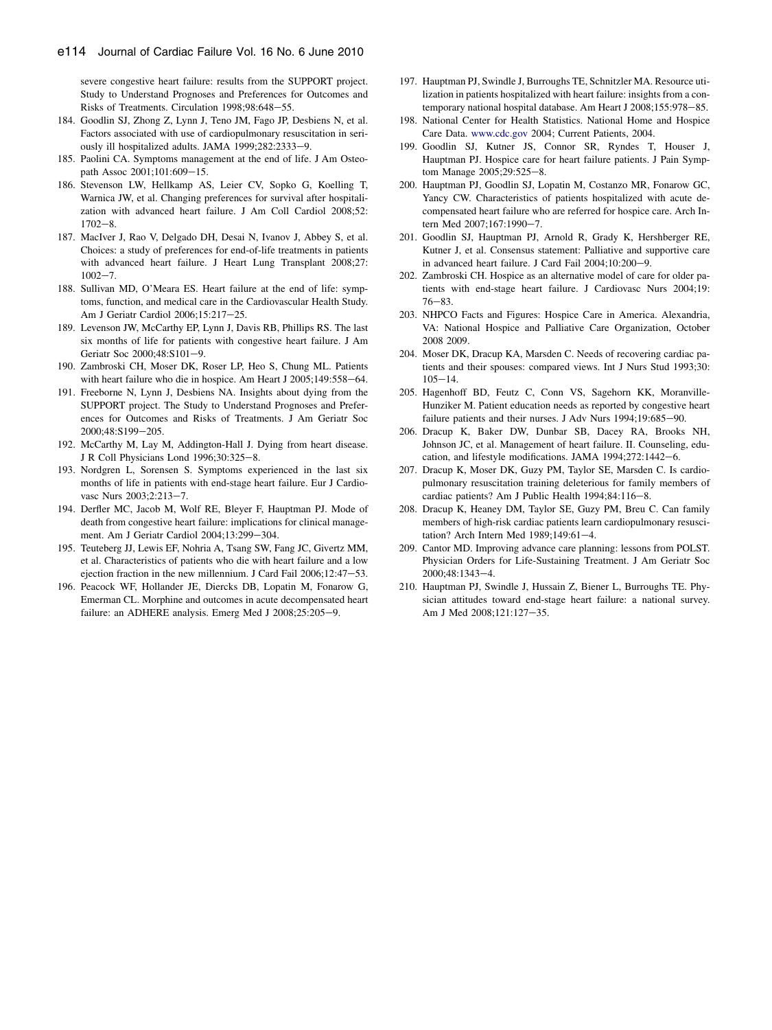severe congestive heart failure: results from the SUPPORT project. Study to Understand Prognoses and Preferences for Outcomes and Risks of Treatments. Circulation 1998;98:648–55.

184. Goodlin SJ, Zhong Z, Lynn J, Teno JM, Fago JP, Desbiens N, et al. Factors associated with use of cardiopulmonary resuscitation in seriously ill hospitalized adults. JAMA 1999;282:2333–9.
185. Paolini CA. Symptoms management at the end of life. J Am Osteopath Assoc 2001;101:609–15.
186. Stevenson LW, Hellkamp AS, Leier CV, Sopko G, Koelling T, Warnica JW, et al. Changing preferences for survival after hospitalization with advanced heart failure. J Am Coll Cardiol 2008;52:1702–8.
187. MacIver J, Rao V, Delgado DH, Desai N, Ivanov J, Abbey S, et al. Choices: a study of preferences for end-of-life treatments in patients with advanced heart failure. J Heart Lung Transplant 2008;27:1002–7.
188. Sullivan MD, O'Meara ES. Heart failure at the end of life: symptoms, function, and medical care in the Cardiovascular Health Study. Am J Geriatr Cardiol 2006;15:217–25.
189. Levenson JW, McCarthy EP, Lynn J, Davis RB, Phillips RS. The last six months of life for patients with congestive heart failure. J Am Geriatr Soc 2000;48:S101–9.
190. Zambroski CH, Moser DK, Roser LP, Heo S, Chung ML. Patients with heart failure who die in hospice. Am Heart J 2005;149:558–64.
191. Freeborne N, Lynn J, Desbiens NA. Insights about dying from the SUPPORT project. The Study to Understand Prognoses and Preferences for Outcomes and Risks of Treatments. J Am Geriatr Soc 2000;48:S199–205.
192. McCarthy M, Lay M, Addington-Hall J. Dying from heart disease. J R Coll Physicians Lond 1996;30:325–8.
193. Nordgren L, Sorensen S. Symptoms experienced in the last six months of life in patients with end-stage heart failure. Eur J Cardiovasc Nurs 2003;2:213–7.
194. Derfler MC, Jacob M, Wolf RE, Bleyer F, Hauptman PJ. Mode of death from congestive heart failure: implications for clinical management. Am J Geriatr Cardiol 2004;13:299–304.
195. Teuteberg JJ, Lewis EF, Nohria A, Tsang SW, Fang JC, Givertz MM, et al. Characteristics of patients who die with heart failure and a low ejection fraction in the new millennium. J Card Fail 2006;12:47–53.
196. Peacock WF, Hollander JE, Diercks DB, Lopatin M, Fonarow G, Emerman CL. Morphine and outcomes in acute decompensated heart failure: an ADHERE analysis. Emerg Med J 2008;25:205–9.
197. Hauptman PJ, Swindle J, Burroughs TE, Schnitzler MA. Resource utilization in patients hospitalized with heart failure: insights from a contemporary national hospital database. Am Heart J 2008;155:978–85.
198. National Center for Health Statistics. National Home and Hospice Care Data. www.cdc.gov 2004; Current Patients, 2004.
199. Goodlin SJ, Kutner JS, Connor SR, Ryndes T, Houser J, Hauptman PJ. Hospice care for heart failure patients. J Pain Symptom Manage 2005;29:525–8.
200. Hauptman PJ, Goodlin SJ, Lopatin M, Costanzo MR, Fonarow GC, Yancy CW. Characteristics of patients hospitalized with acute decompensated heart failure who are referred for hospice care. Arch Intern Med 2007;167:1990–7.
201. Goodlin SJ, Hauptman PJ, Arnold R, Grady K, Hershberger RE, Kutner J, et al. Consensus statement: Palliative and supportive care in advanced heart failure. J Card Fail 2004;10:200–9.
202. Zambroski CH. Hospice as an alternative model of care for older patients with end-stage heart failure. J Cardiovasc Nurs 2004;19:76–83.
203. NHPCO Facts and Figures: Hospice Care in America. Alexandria, VA: National Hospice and Palliative Care Organization, October 2008 2009.
204. Moser DK, Dracup KA, Marsden C. Needs of recovering cardiac patients and their spouses: compared views. Int J Nurs Stud 1993;30:105–14.
205. Hagenhoff BD, Feutz C, Conn VS, Sagehorn KK, Moranville-Hunziker M. Patient education needs as reported by congestive heart failure patients and their nurses. J Adv Nurs 1994;19:685–90.
206. Dracup K, Baker DW, Dunbar SB, Dacey RA, Brooks NH, Johnson JC, et al. Management of heart failure. II. Counseling, education, and lifestyle modifications. JAMA 1994;272:1442–6.
207. Dracup K, Moser DK, Guzy PM, Taylor SE, Marsden C. Is cardiopulmonary resuscitation training deleterious for family members of cardiac patients? Am J Public Health 1994;84:116–8.
208. Dracup K, Heaney DM, Taylor SE, Guzy PM, Breu C. Can family members of high-risk cardiac patients learn cardiopulmonary resuscitation? Arch Intern Med 1989;149:61–4.
209. Cantor MD. Improving advance care planning: lessons from POLST. Physician Orders for Life-Sustaining Treatment. J Am Geriatr Soc 2000;48:1343–4.
210. Hauptman PJ, Swindle J, Hussain Z, Biener L, Burroughs TE. Physician attitudes toward end-stage heart failure: a national survey. Am J Med 2008;121:127–35.